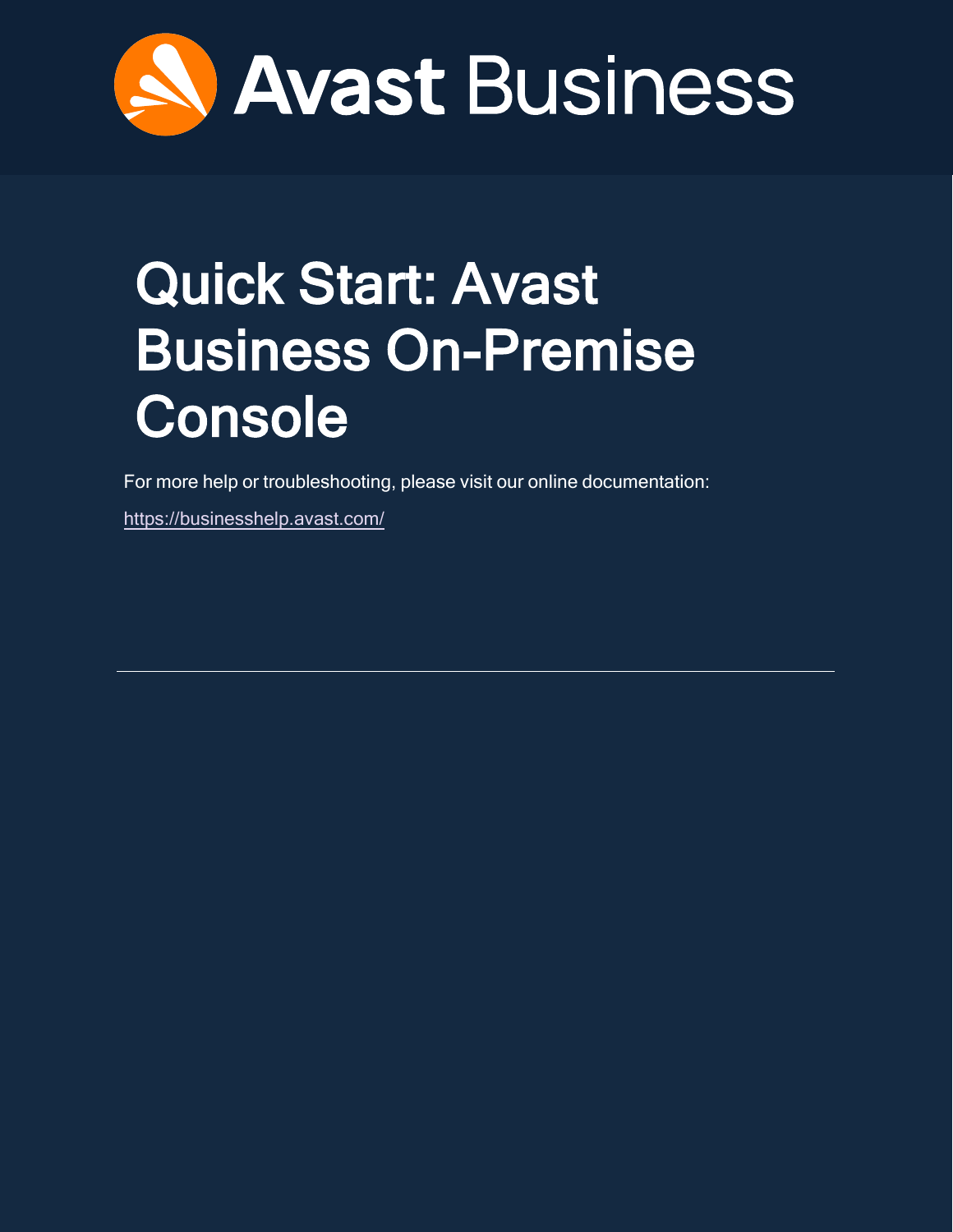Avast Business

# Quick Start: Avast Business On-Premise Console

For more help or troubleshooting, please visit our online documentation:

https://businesshelp.avast.com/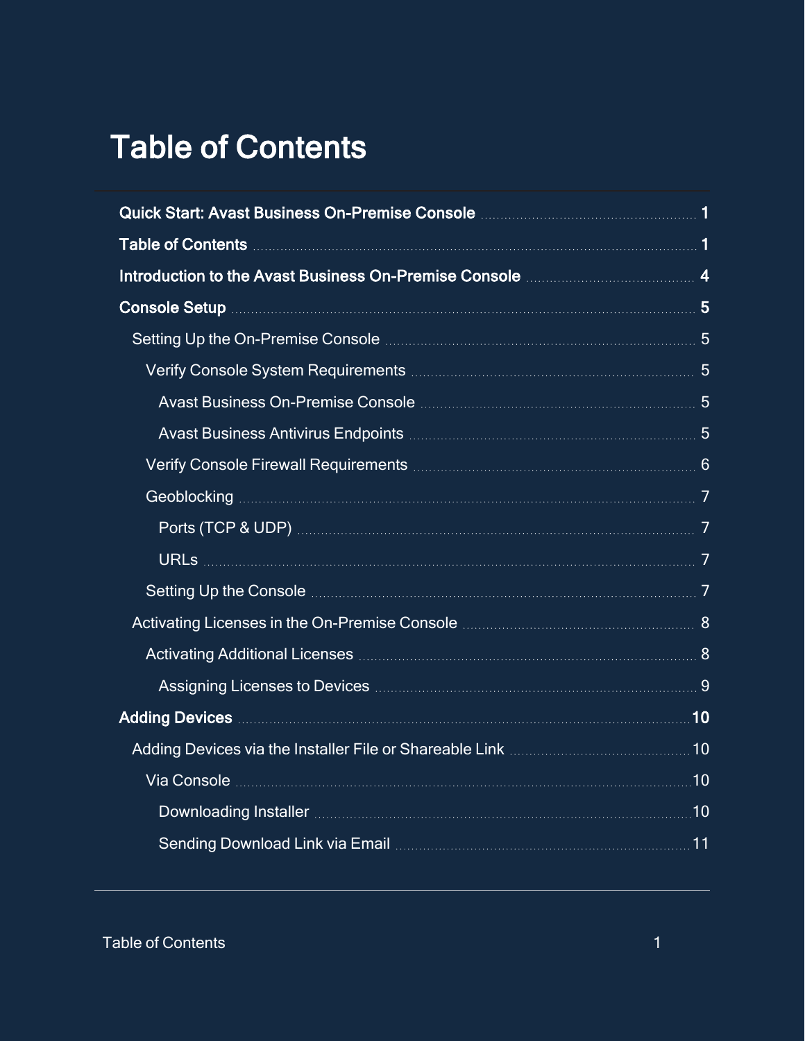# Table of Contents

**Quick Start: Avast Business On-Premise Console** ..... 1

**Table of Contents** ..... 1

**Introduction to the Avast Business On-Premise Console** ..... 4

**Console Setup** ..... 5

- Setting Up the On-Premise Console ..... 5
  - Verify Console System Requirements ..... 5
    - Avast Business On-Premise Console ..... 5
    - Avast Business Antivirus Endpoints ..... 5
  - Verify Console Firewall Requirements ..... 6
  - Geoblocking ..... 7
    - Ports (TCP & UDP) ..... 7
    - URLs ..... 7
  - Setting Up the Console ..... 7
- Activating Licenses in the On-Premise Console ..... 8
  - Activating Additional Licenses ..... 8
    - Assigning Licenses to Devices ..... 9

**Adding Devices** ..... 10

- Adding Devices via the Installer File or Shareable Link ..... 10
  - Via Console ..... 10
    - Downloading Installer ..... 10
    - Sending Download Link via Email ..... 11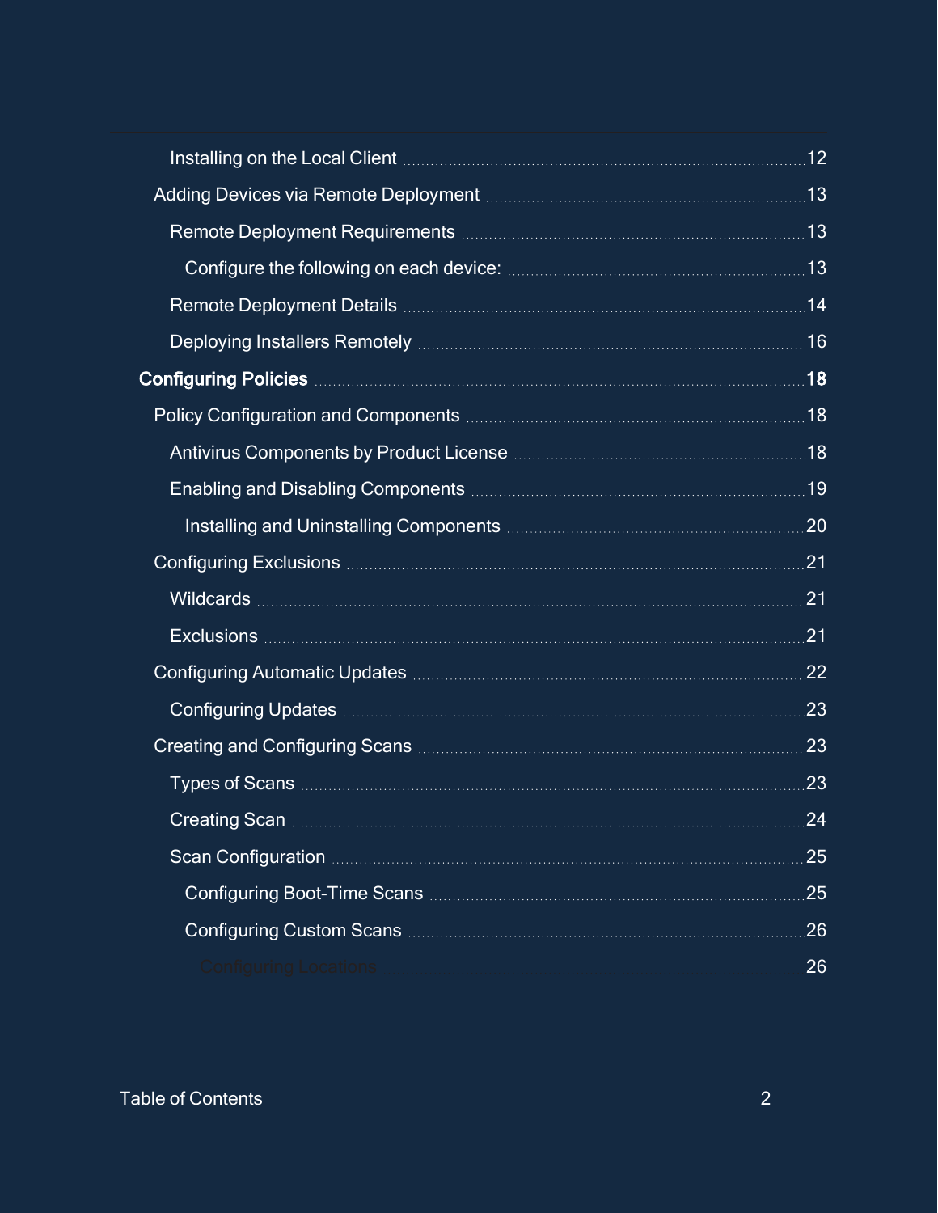- Installing on the Local Client ... 12
- Adding Devices via Remote Deployment ... 13
  - Remote Deployment Requirements ... 13
    - Configure the following on each device: ... 13
  - Remote Deployment Details ... 14
  - Deploying Installers Remotely ... 16

**Configuring Policies ... 18**

- Policy Configuration and Components ... 18
  - Antivirus Components by Product License ... 18
  - Enabling and Disabling Components ... 19
    - Installing and Uninstalling Components ... 20
- Configuring Exclusions ... 21
  - Wildcards ... 21
  - Exclusions ... 21
- Configuring Automatic Updates ... 22
  - Configuring Updates ... 23
- Creating and Configuring Scans ... 23
  - Types of Scans ... 23
  - Creating Scan ... 24
  - Scan Configuration ... 25
    - Configuring Boot-Time Scans ... 25
    - Configuring Custom Scans ... 26
      - Configuring Locations ... 26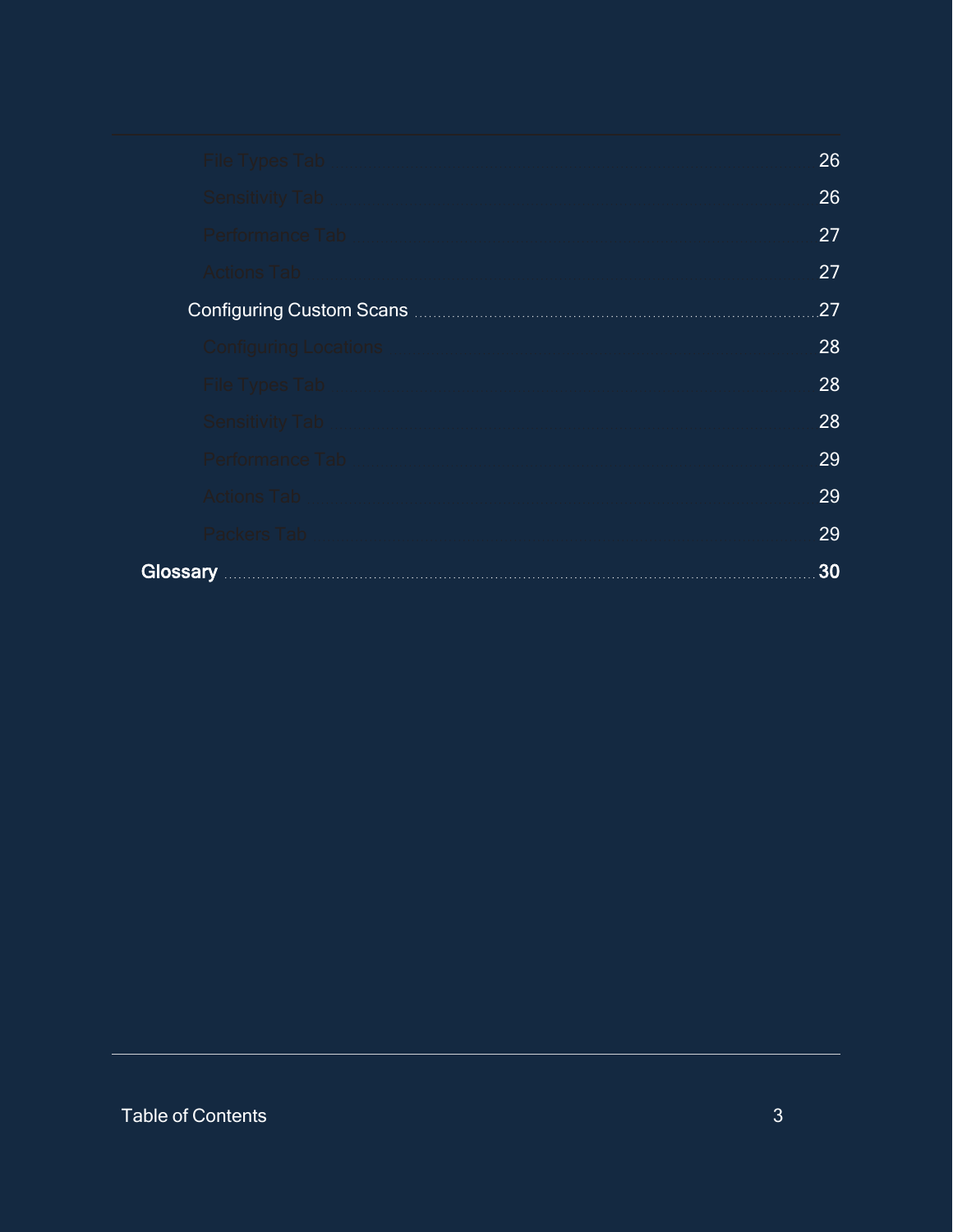- File Types Tab 26
- Sensitivity Tab 26
- Performance Tab 27
- Actions Tab 27
- Configuring Custom Scans 27
  - Configuring Locations 28
  - File Types Tab 28
  - Sensitivity Tab 28
  - Performance Tab 29
  - Actions Tab 29
  - Packers Tab 29

**Glossary** 30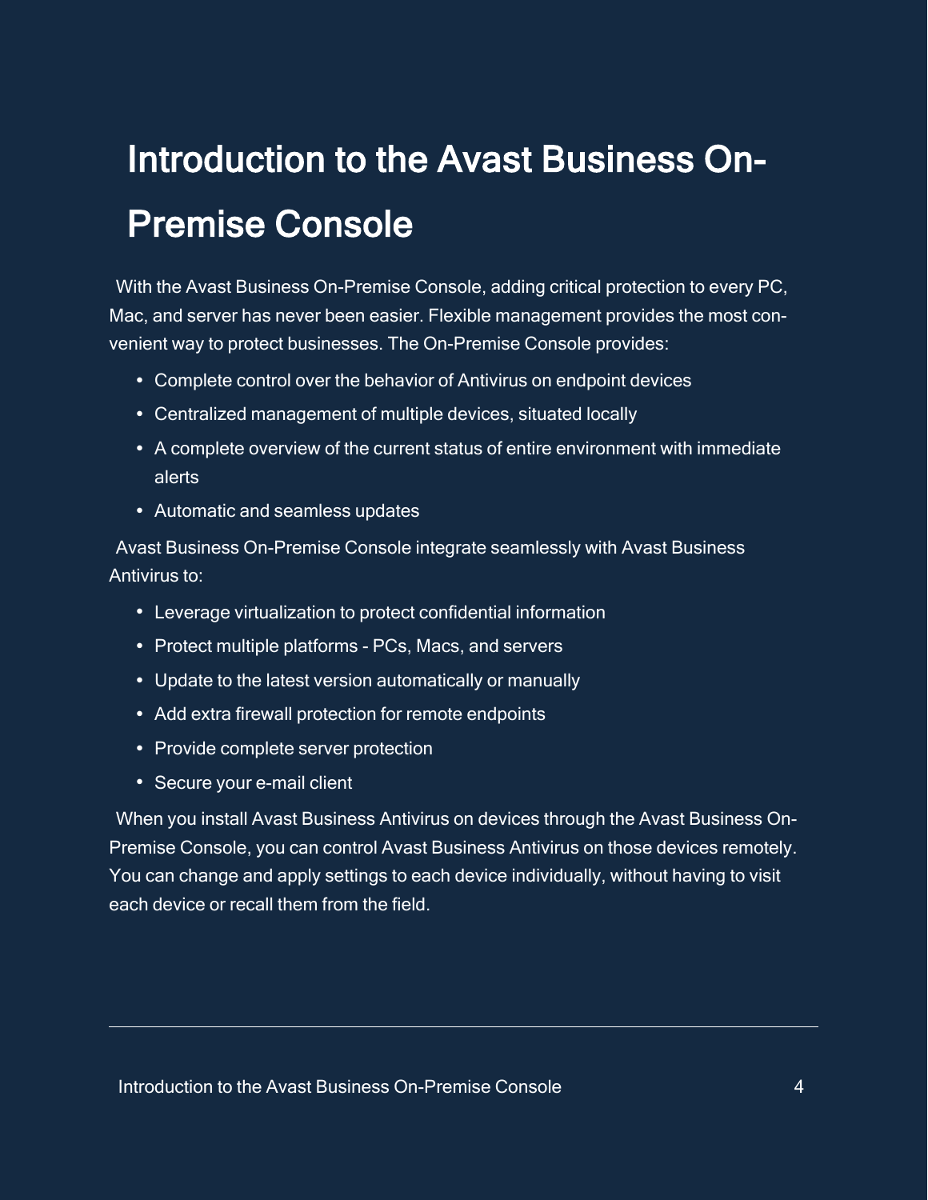# Introduction to the Avast Business On-Premise Console

With the Avast Business On-Premise Console, adding critical protection to every PC, Mac, and server has never been easier. Flexible management provides the most convenient way to protect businesses. The On-Premise Console provides:

- Complete control over the behavior of Antivirus on endpoint devices
- Centralized management of multiple devices, situated locally
- A complete overview of the current status of entire environment with immediate alerts
- Automatic and seamless updates

Avast Business On-Premise Console integrate seamlessly with Avast Business Antivirus to:

- Leverage virtualization to protect confidential information
- Protect multiple platforms - PCs, Macs, and servers
- Update to the latest version automatically or manually
- Add extra firewall protection for remote endpoints
- Provide complete server protection
- Secure your e-mail client

When you install Avast Business Antivirus on devices through the Avast Business On-Premise Console, you can control Avast Business Antivirus on those devices remotely. You can change and apply settings to each device individually, without having to visit each device or recall them from the field.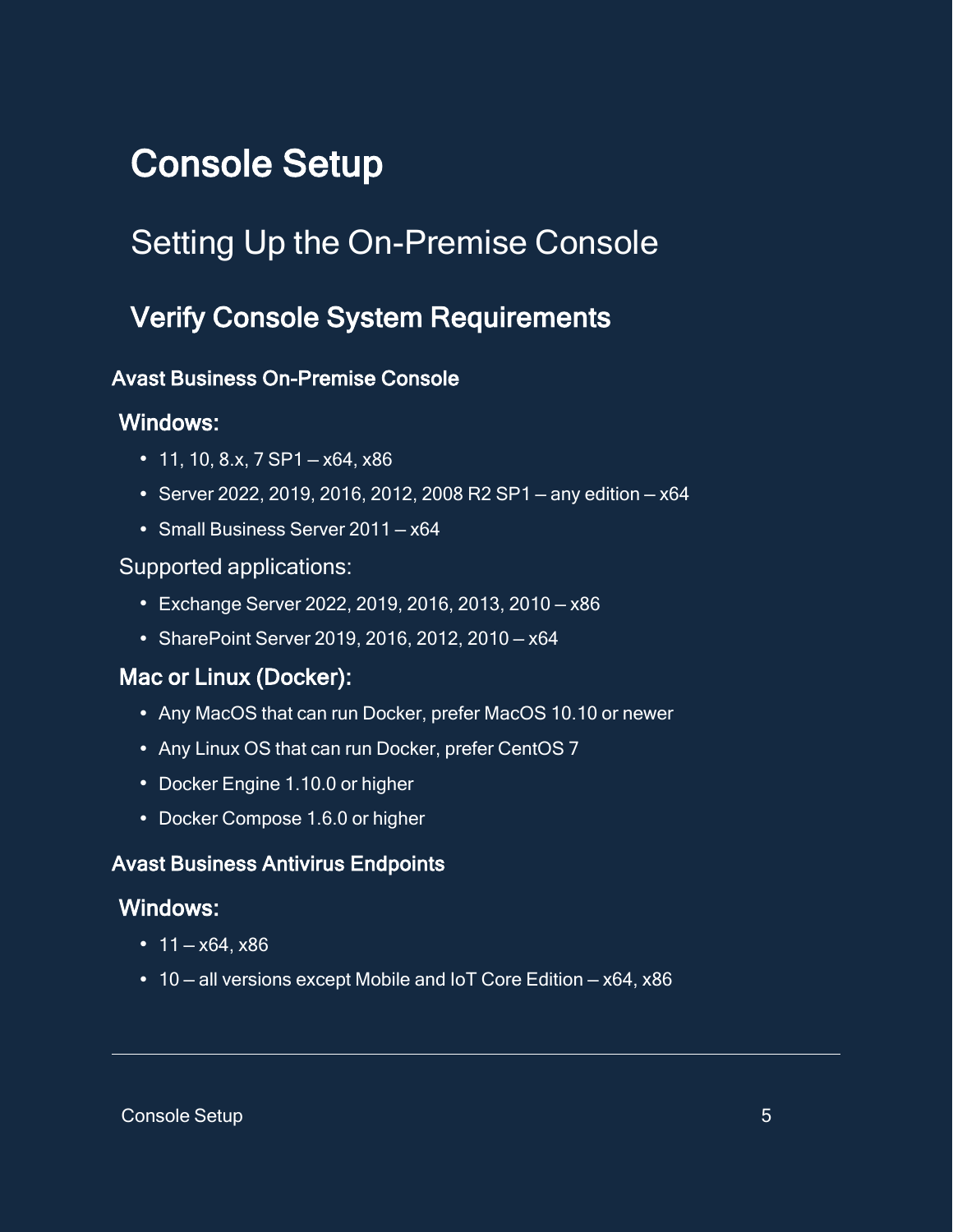# Console Setup

## Setting Up the On-Premise Console

## Verify Console System Requirements

#### Avast Business On-Premise Console

### Windows:

- 11, 10, 8.x, 7 SP1 – x64, x86
- Server 2022, 2019, 2016, 2012, 2008 R2 SP1 – any edition – x64
- Small Business Server 2011 – x64

Supported applications:

- Exchange Server 2022, 2019, 2016, 2013, 2010 – x86
- SharePoint Server 2019, 2016, 2012, 2010 – x64

### Mac or Linux (Docker):

- Any MacOS that can run Docker, prefer MacOS 10.10 or newer
- Any Linux OS that can run Docker, prefer CentOS 7
- Docker Engine 1.10.0 or higher
- Docker Compose 1.6.0 or higher

#### Avast Business Antivirus Endpoints

### Windows:

- 11 – x64, x86
- 10 – all versions except Mobile and IoT Core Edition – x64, x86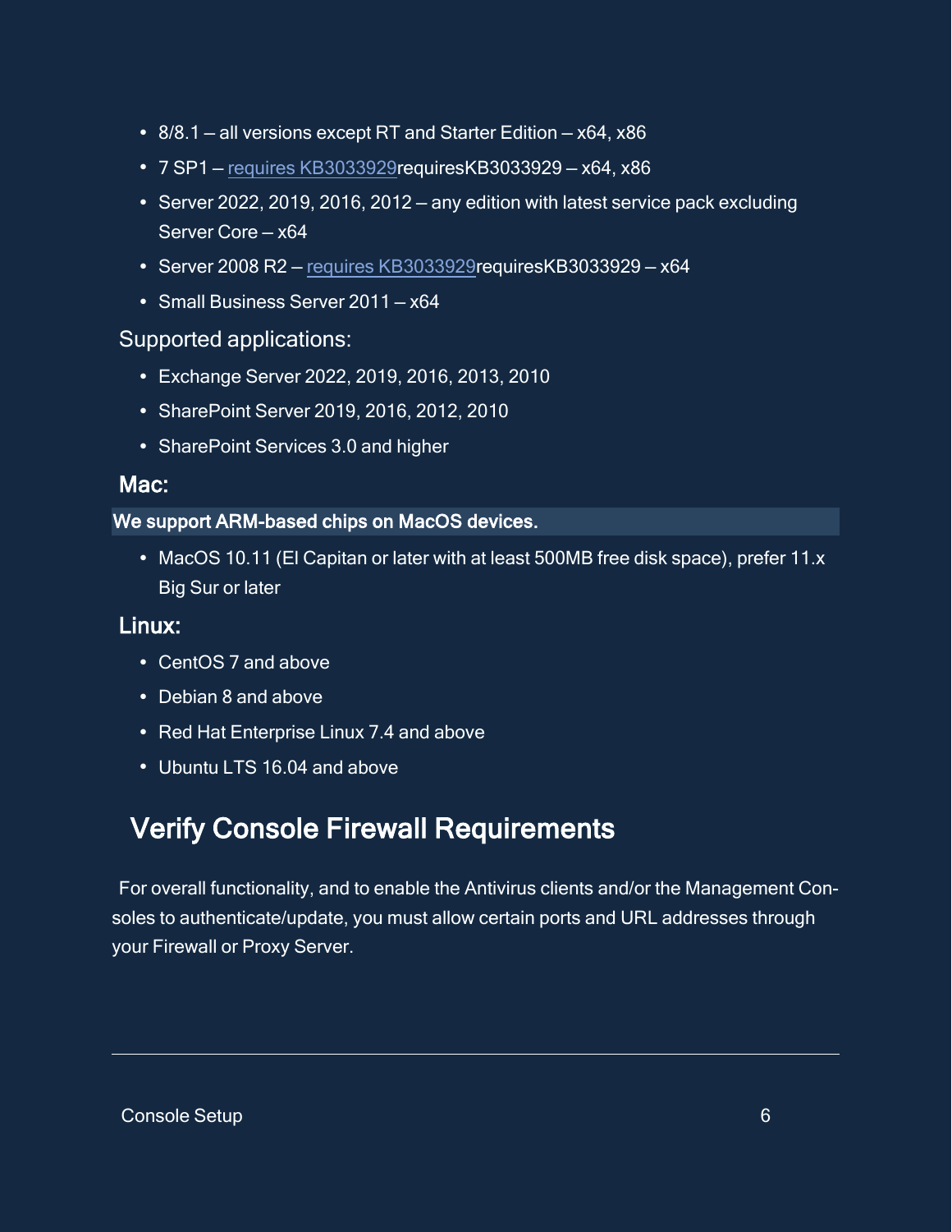- 8/8.1 – all versions except RT and Starter Edition – x64, x86
- 7 SP1 – requires KB3033929requiresKB3033929 – x64, x86
- Server 2022, 2019, 2016, 2012 – any edition with latest service pack excluding Server Core – x64
- Server 2008 R2 – requires KB3033929requiresKB3033929 – x64
- Small Business Server 2011 – x64

Supported applications:

- Exchange Server 2022, 2019, 2016, 2013, 2010
- SharePoint Server 2019, 2016, 2012, 2010
- SharePoint Services 3.0 and higher

### Mac:

**We support ARM-based chips on MacOS devices.**

- MacOS 10.11 (El Capitan or later with at least 500MB free disk space), prefer 11.x Big Sur or later

### Linux:

- CentOS 7 and above
- Debian 8 and above
- Red Hat Enterprise Linux 7.4 and above
- Ubuntu LTS 16.04 and above

## Verify Console Firewall Requirements

For overall functionality, and to enable the Antivirus clients and/or the Management Consoles to authenticate/update, you must allow certain ports and URL addresses through your Firewall or Proxy Server.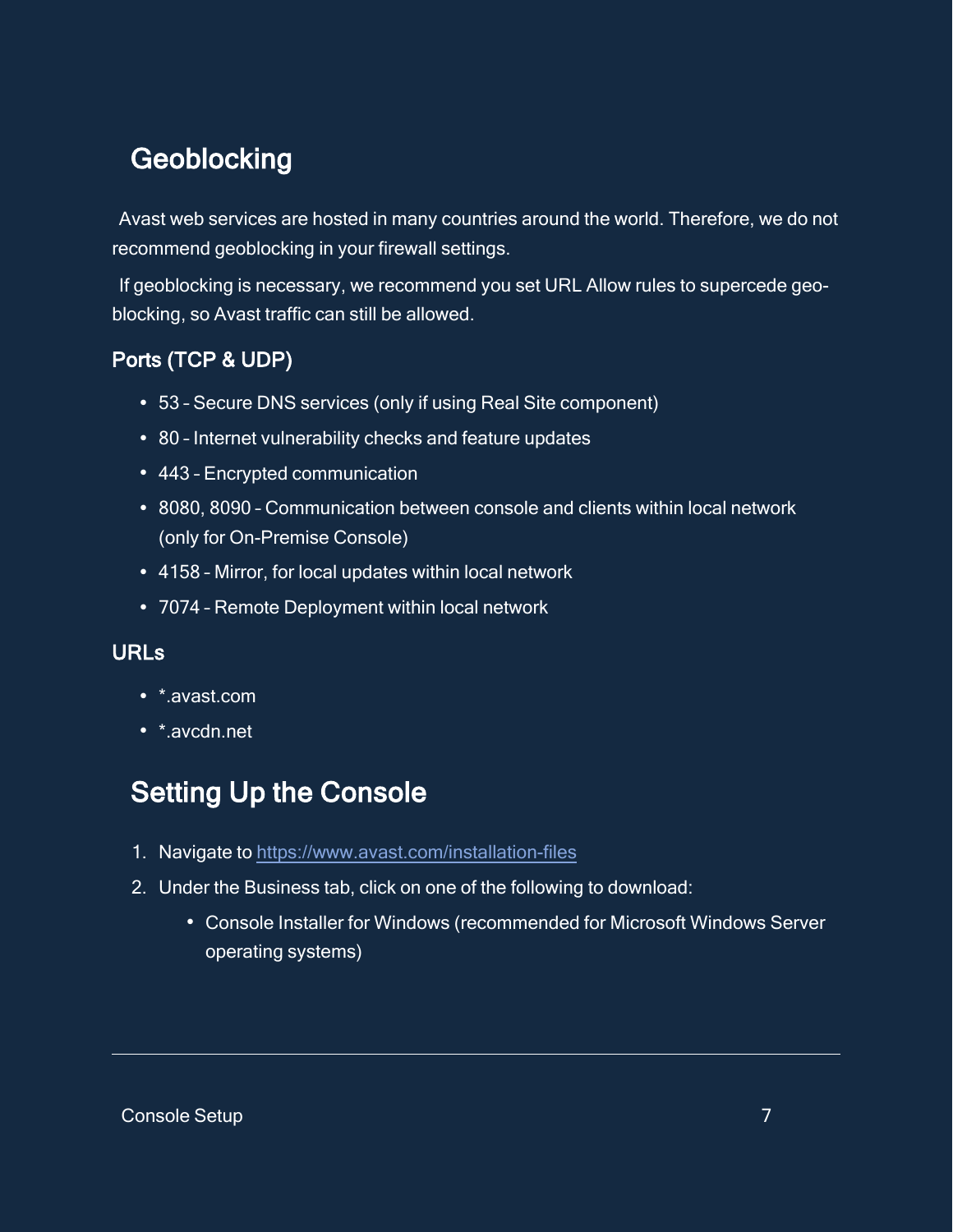## Geoblocking

Avast web services are hosted in many countries around the world. Therefore, we do not recommend geoblocking in your firewall settings.

If geoblocking is necessary, we recommend you set URL Allow rules to supercede geo-blocking, so Avast traffic can still be allowed.

### Ports (TCP & UDP)

- 53 – Secure DNS services (only if using Real Site component)
- 80 – Internet vulnerability checks and feature updates
- 443 – Encrypted communication
- 8080, 8090 – Communication between console and clients within local network (only for On-Premise Console)
- 4158 – Mirror, for local updates within local network
- 7074 – Remote Deployment within local network

### URLs

- *.avast.com
- *.avcdn.net

## Setting Up the Console

1. Navigate to [https://www.avast.com/installation-files](https://www.avast.com/installation-files)
2. Under the Business tab, click on one of the following to download:
    - Console Installer for Windows (recommended for Microsoft Windows Server operating systems)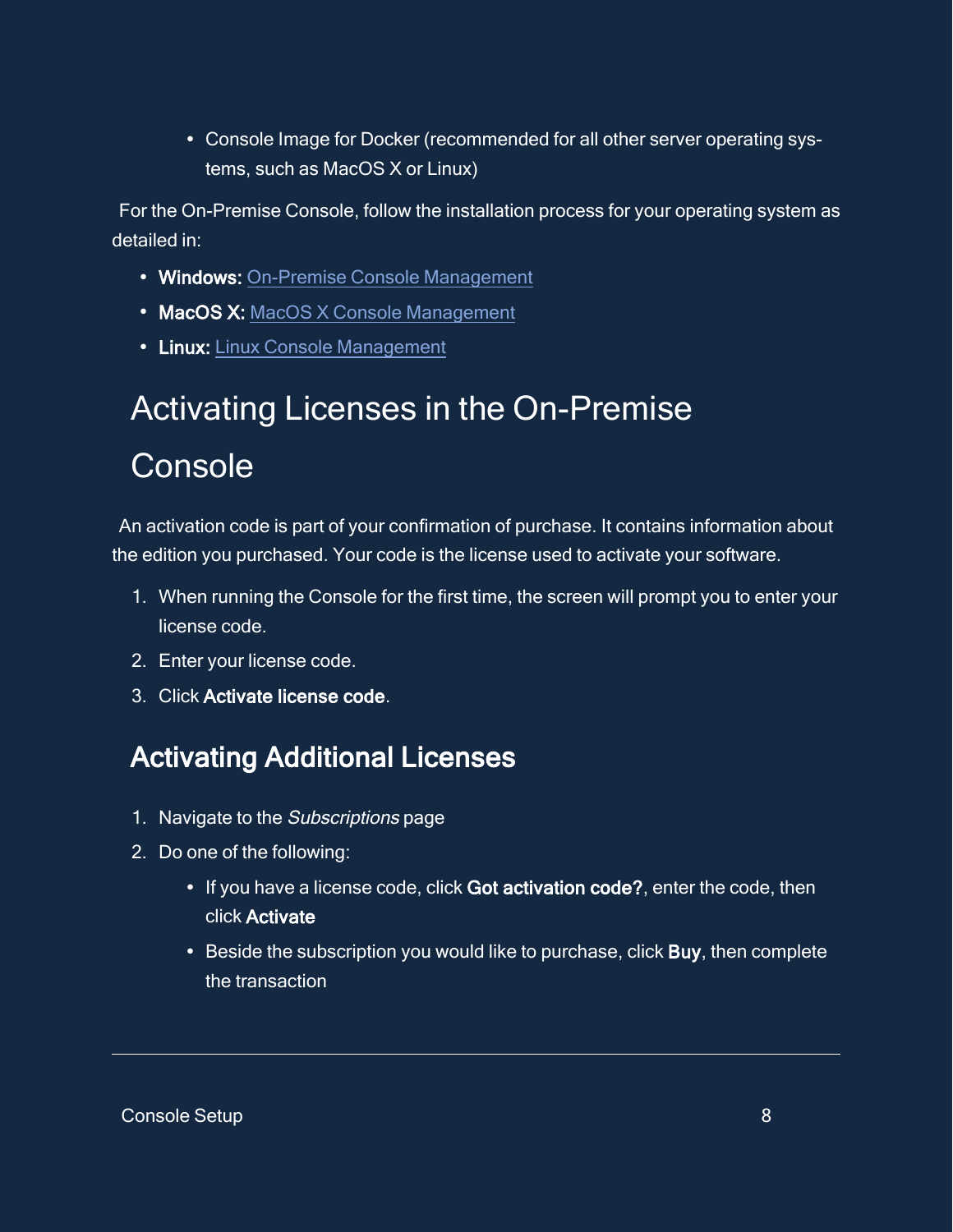- Console Image for Docker (recommended for all other server operating systems, such as MacOS X or Linux)

For the On-Premise Console, follow the installation process for your operating system as detailed in:

- **Windows:** On-Premise Console Management
- **MacOS X:** MacOS X Console Management
- **Linux:** Linux Console Management

# Activating Licenses in the On-Premise Console

An activation code is part of your confirmation of purchase. It contains information about the edition you purchased. Your code is the license used to activate your software.

1. When running the Console for the first time, the screen will prompt you to enter your license code.
2. Enter your license code.
3. Click **Activate license code**.

## Activating Additional Licenses

1. Navigate to the *Subscriptions* page
2. Do one of the following:
   - If you have a license code, click **Got activation code?**, enter the code, then click **Activate**
   - Beside the subscription you would like to purchase, click **Buy**, then complete the transaction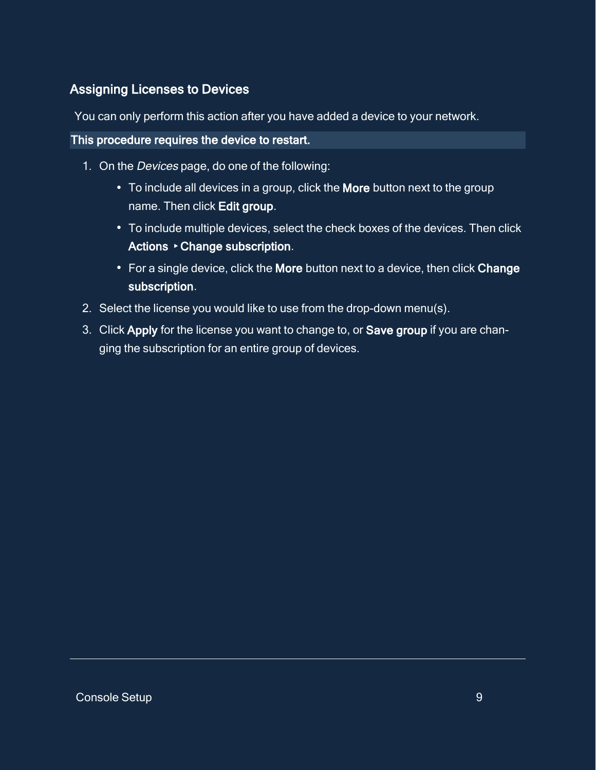## Assigning Licenses to Devices

You can only perform this action after you have added a device to your network.

**This procedure requires the device to restart.**

1. On the *Devices* page, do one of the following:
   - To include all devices in a group, click the **More** button next to the group name. Then click **Edit group**.
   - To include multiple devices, select the check boxes of the devices. Then click **Actions** ‣ **Change subscription**.
   - For a single device, click the **More** button next to a device, then click **Change subscription**.
2. Select the license you would like to use from the drop-down menu(s).
3. Click **Apply** for the license you want to change to, or **Save group** if you are changing the subscription for an entire group of devices.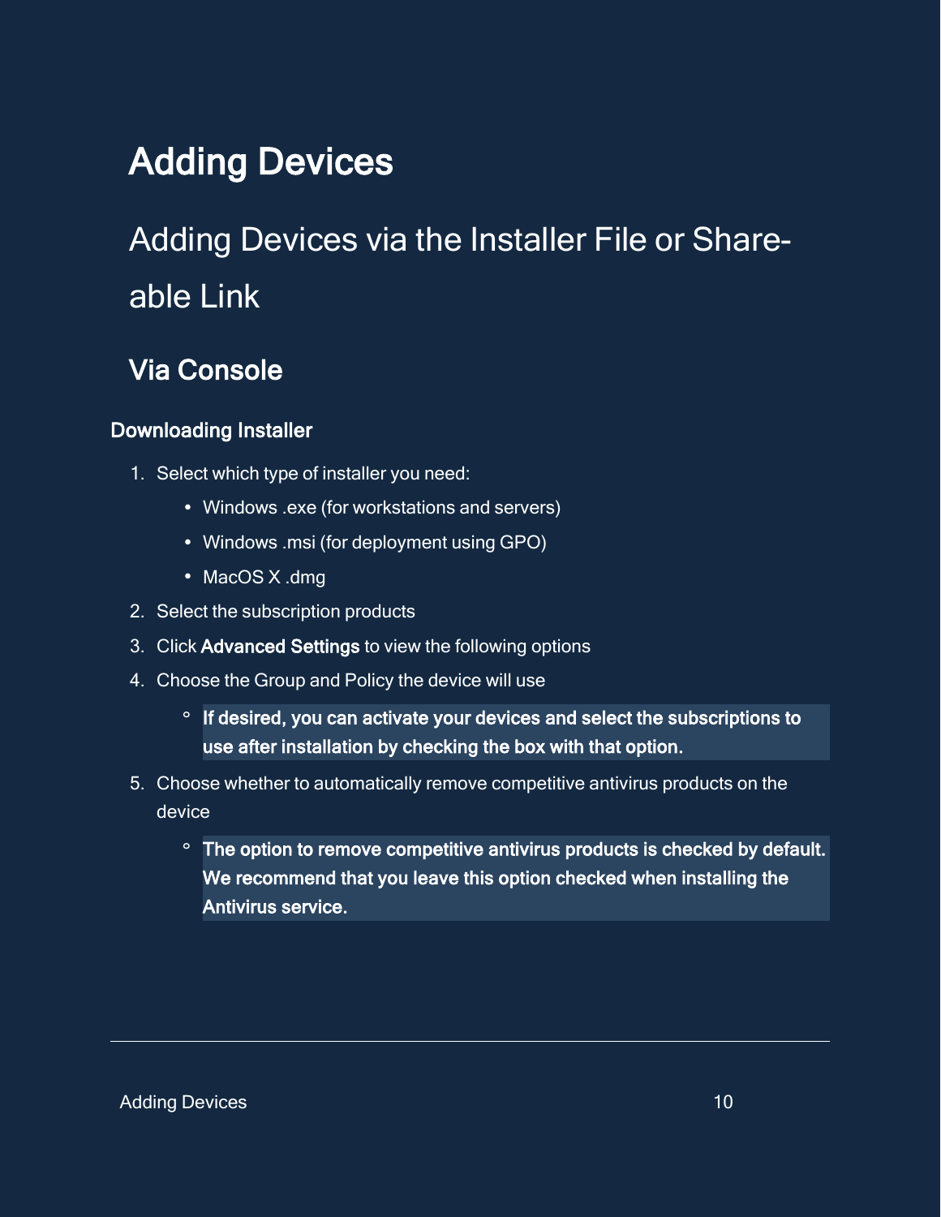# Adding Devices

## Adding Devices via the Installer File or Shareable Link

### Via Console

#### Downloading Installer

1. Select which type of installer you need:
   - Windows .exe (for workstations and servers)
   - Windows .msi (for deployment using GPO)
   - MacOS X .dmg
2. Select the subscription products
3. Click **Advanced Settings** to view the following options
4. Choose the Group and Policy the device will use
   - **If desired, you can activate your devices and select the subscriptions to use after installation by checking the box with that option.**
5. Choose whether to automatically remove competitive antivirus products on the device
   - **The option to remove competitive antivirus products is checked by default. We recommend that you leave this option checked when installing the Antivirus service.**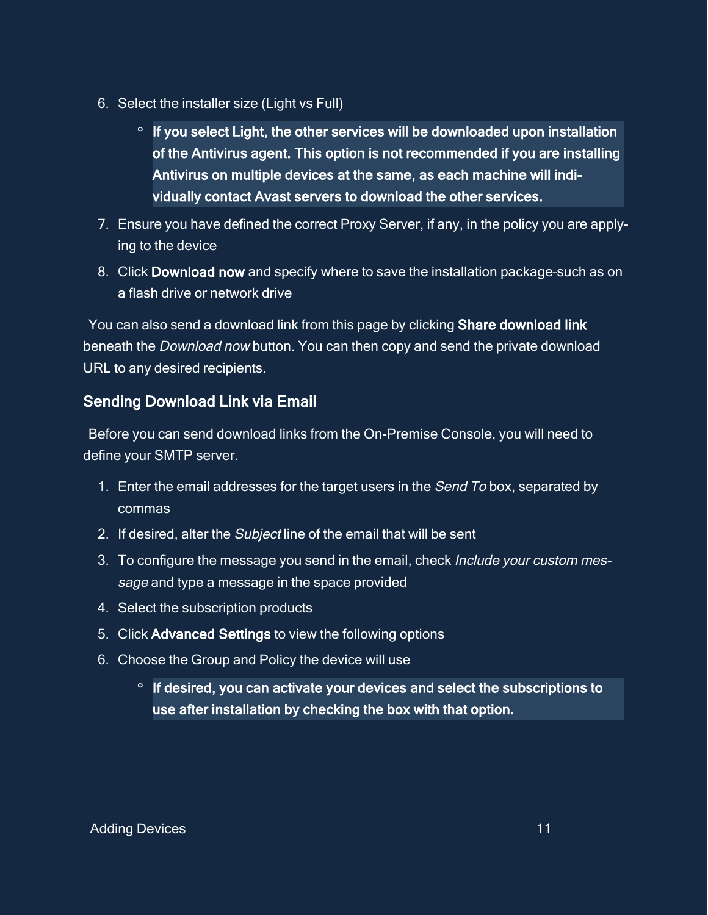6. Select the installer size (Light vs Full)
   - **If you select Light, the other services will be downloaded upon installation of the Antivirus agent. This option is not recommended if you are installing Antivirus on multiple devices at the same, as each machine will individually contact Avast servers to download the other services.**
7. Ensure you have defined the correct Proxy Server, if any, in the policy you are applying to the device
8. Click **Download now** and specify where to save the installation package-such as on a flash drive or network drive

You can also send a download link from this page by clicking **Share download link** beneath the *Download now* button. You can then copy and send the private download URL to any desired recipients.

### Sending Download Link via Email

Before you can send download links from the On-Premise Console, you will need to define your SMTP server.

1. Enter the email addresses for the target users in the *Send To* box, separated by commas
2. If desired, alter the *Subject* line of the email that will be sent
3. To configure the message you send in the email, check *Include your custom message* and type a message in the space provided
4. Select the subscription products
5. Click **Advanced Settings** to view the following options
6. Choose the Group and Policy the device will use
   - **If desired, you can activate your devices and select the subscriptions to use after installation by checking the box with that option.**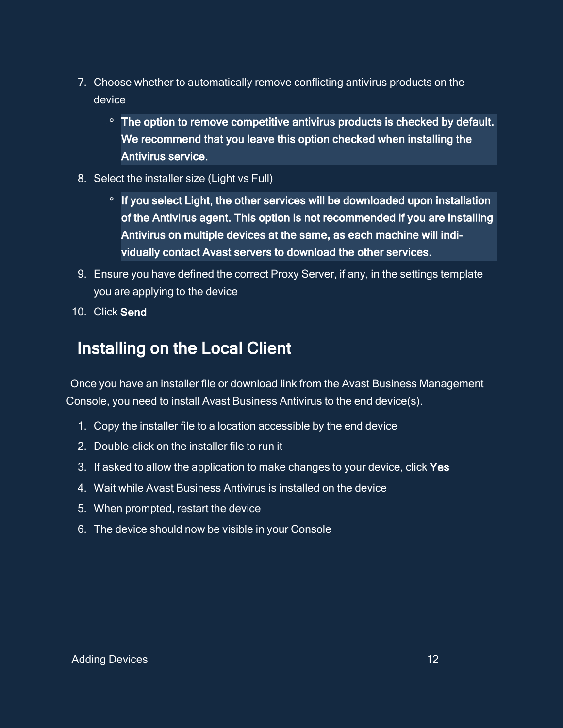7. Choose whether to automatically remove conflicting antivirus products on the device
    - **The option to remove competitive antivirus products is checked by default. We recommend that you leave this option checked when installing the Antivirus service.**
8. Select the installer size (Light vs Full)
    - **If you select Light, the other services will be downloaded upon installation of the Antivirus agent. This option is not recommended if you are installing Antivirus on multiple devices at the same, as each machine will individually contact Avast servers to download the other services.**
9. Ensure you have defined the correct Proxy Server, if any, in the settings template you are applying to the device
10. Click **Send**

## Installing on the Local Client

Once you have an installer file or download link from the Avast Business Management Console, you need to install Avast Business Antivirus to the end device(s).

1. Copy the installer file to a location accessible by the end device
2. Double-click on the installer file to run it
3. If asked to allow the application to make changes to your device, click **Yes**
4. Wait while Avast Business Antivirus is installed on the device
5. When prompted, restart the device
6. The device should now be visible in your Console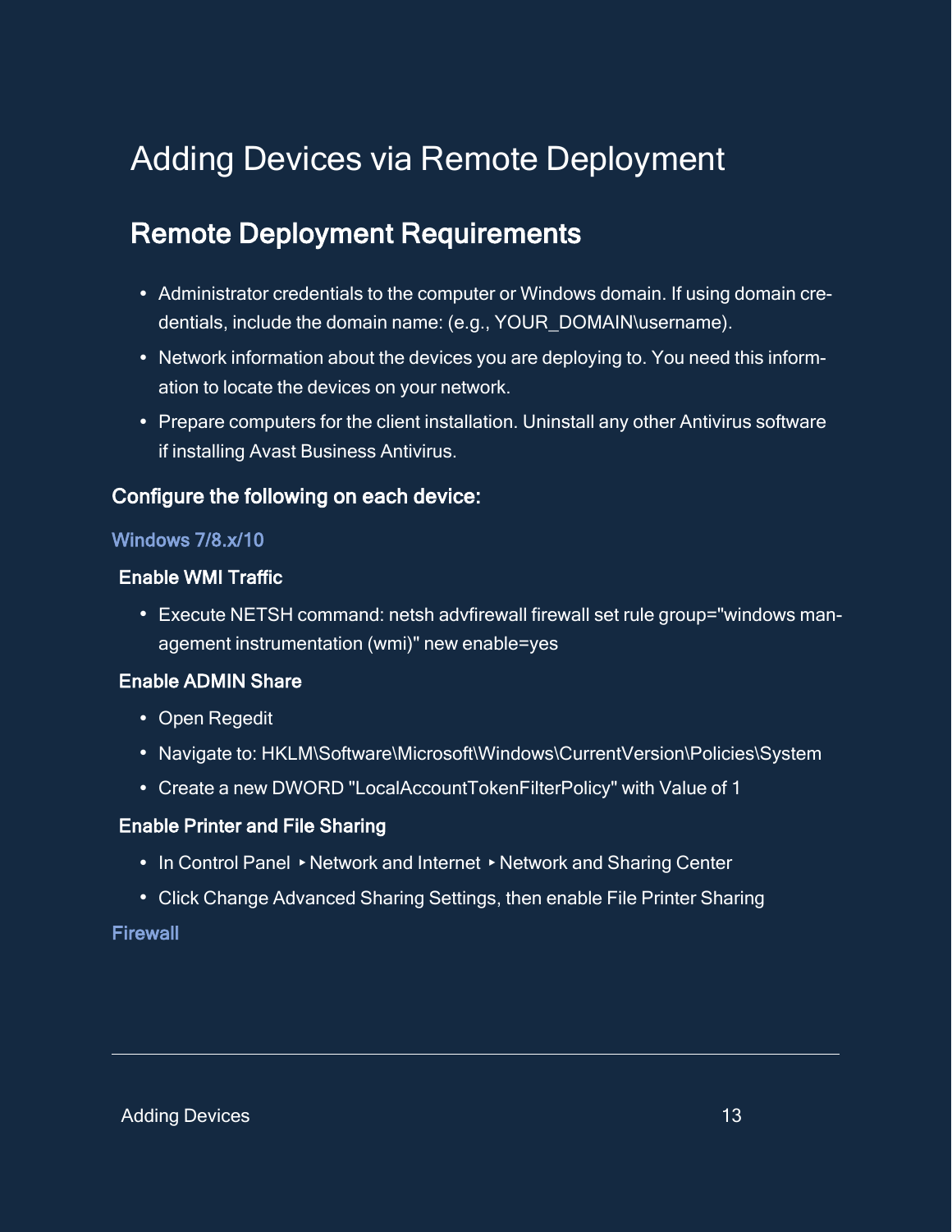# Adding Devices via Remote Deployment

## Remote Deployment Requirements

- Administrator credentials to the computer or Windows domain. If using domain credentials, include the domain name: (e.g., YOUR_DOMAIN\username).
- Network information about the devices you are deploying to. You need this information to locate the devices on your network.
- Prepare computers for the client installation. Uninstall any other Antivirus software if installing Avast Business Antivirus.

### Configure the following on each device:

#### Windows 7/8.x/10

##### Enable WMI Traffic

- Execute NETSH command: netsh advfirewall firewall set rule group="windows management instrumentation (wmi)" new enable=yes

##### Enable ADMIN Share

- Open Regedit
- Navigate to: HKLM\Software\Microsoft\Windows\CurrentVersion\Policies\System
- Create a new DWORD "LocalAccountTokenFilterPolicy" with Value of 1

##### Enable Printer and File Sharing

- In Control Panel ▸ Network and Internet ▸ Network and Sharing Center
- Click Change Advanced Sharing Settings, then enable File Printer Sharing

#### Firewall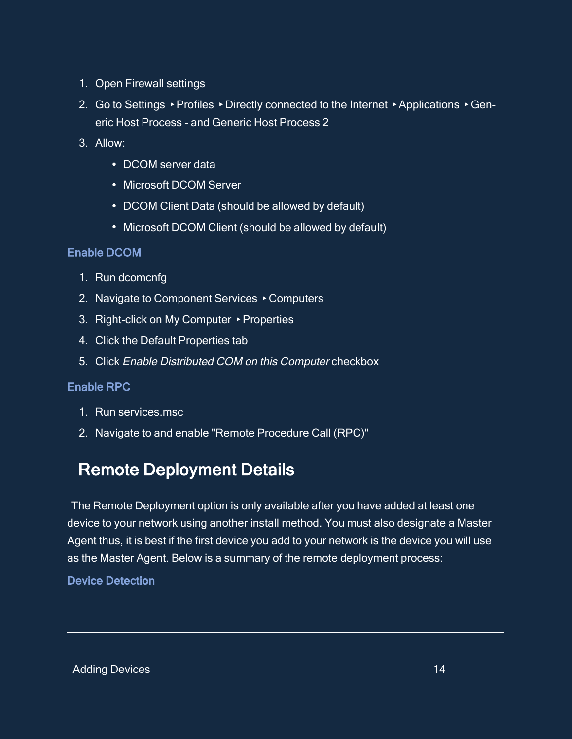1. Open Firewall settings
2. Go to Settings ‣ Profiles ‣ Directly connected to the Internet ‣ Applications ‣ Generic Host Process - and Generic Host Process 2
3. Allow:
   - DCOM server data
   - Microsoft DCOM Server
   - DCOM Client Data (should be allowed by default)
   - Microsoft DCOM Client (should be allowed by default)

### Enable DCOM

1. Run dcomcnfg
2. Navigate to Component Services ‣ Computers
3. Right-click on My Computer ‣ Properties
4. Click the Default Properties tab
5. Click *Enable Distributed COM on this Computer* checkbox

### Enable RPC

1. Run services.msc
2. Navigate to and enable "Remote Procedure Call (RPC)"

## Remote Deployment Details

The Remote Deployment option is only available after you have added at least one device to your network using another install method. You must also designate a Master Agent thus, it is best if the first device you add to your network is the device you will use as the Master Agent. Below is a summary of the remote deployment process:

### Device Detection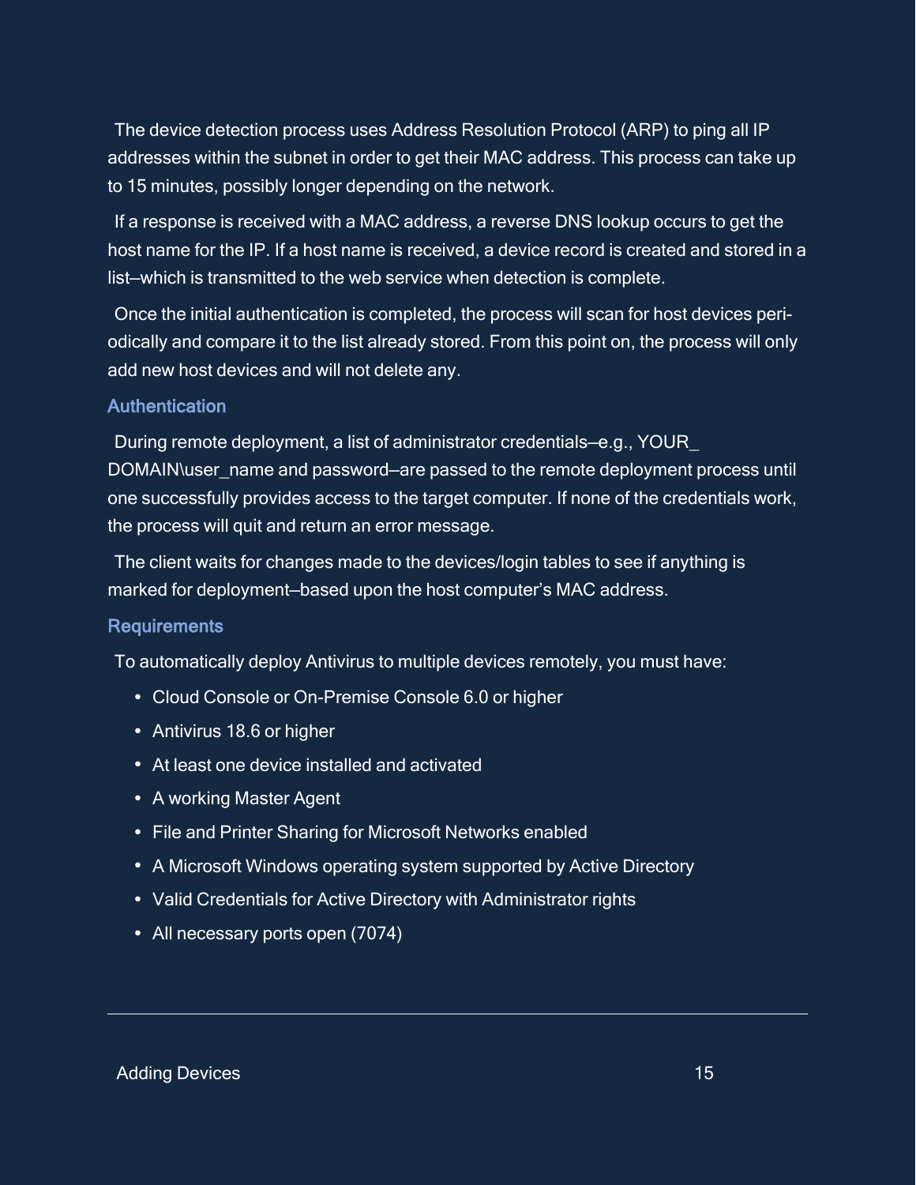The device detection process uses Address Resolution Protocol (ARP) to ping all IP addresses within the subnet in order to get their MAC address. This process can take up to 15 minutes, possibly longer depending on the network.

If a response is received with a MAC address, a reverse DNS lookup occurs to get the host name for the IP. If a host name is received, a device record is created and stored in a list—which is transmitted to the web service when detection is complete.

Once the initial authentication is completed, the process will scan for host devices periodically and compare it to the list already stored. From this point on, the process will only add new host devices and will not delete any.

### Authentication

During remote deployment, a list of administrator credentials—e.g., YOUR_DOMAIN\user_name and password—are passed to the remote deployment process until one successfully provides access to the target computer. If none of the credentials work, the process will quit and return an error message.

The client waits for changes made to the devices/login tables to see if anything is marked for deployment—based upon the host computer's MAC address.

### Requirements

To automatically deploy Antivirus to multiple devices remotely, you must have:

- Cloud Console or On-Premise Console 6.0 or higher
- Antivirus 18.6 or higher
- At least one device installed and activated
- A working Master Agent
- File and Printer Sharing for Microsoft Networks enabled
- A Microsoft Windows operating system supported by Active Directory
- Valid Credentials for Active Directory with Administrator rights
- All necessary ports open (7074)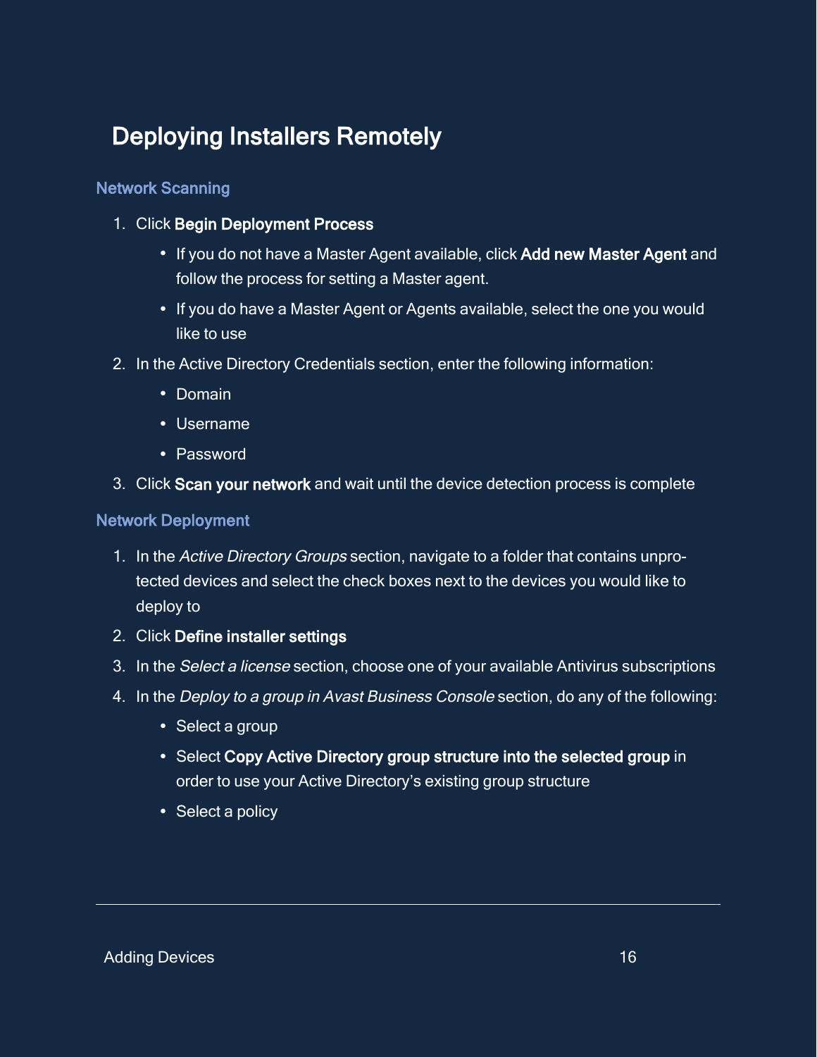# Deploying Installers Remotely

### Network Scanning

1. Click **Begin Deployment Process**
   - If you do not have a Master Agent available, click **Add new Master Agent** and follow the process for setting a Master agent.
   - If you do have a Master Agent or Agents available, select the one you would like to use
2. In the Active Directory Credentials section, enter the following information:
   - Domain
   - Username
   - Password
3. Click **Scan your network** and wait until the device detection process is complete

### Network Deployment

1. In the *Active Directory Groups* section, navigate to a folder that contains unprotected devices and select the check boxes next to the devices you would like to deploy to
2. Click **Define installer settings**
3. In the *Select a license* section, choose one of your available Antivirus subscriptions
4. In the *Deploy to a group in Avast Business Console* section, do any of the following:
   - Select a group
   - Select **Copy Active Directory group structure into the selected group** in order to use your Active Directory's existing group structure
   - Select a policy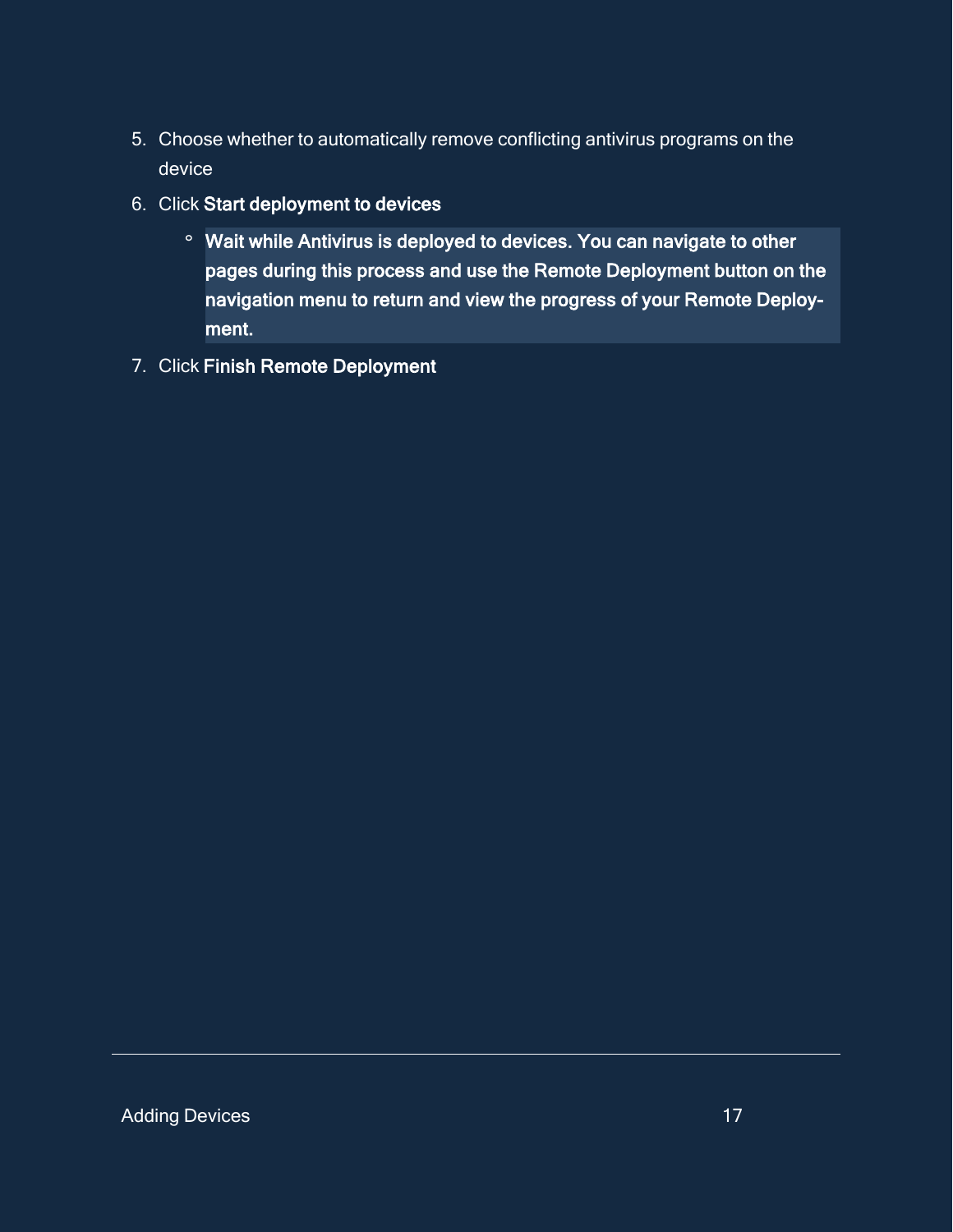5. Choose whether to automatically remove conflicting antivirus programs on the device
6. Click **Start deployment to devices**
   - **Wait while Antivirus is deployed to devices. You can navigate to other pages during this process and use the Remote Deployment button on the navigation menu to return and view the progress of your Remote Deployment.**
7. Click **Finish Remote Deployment**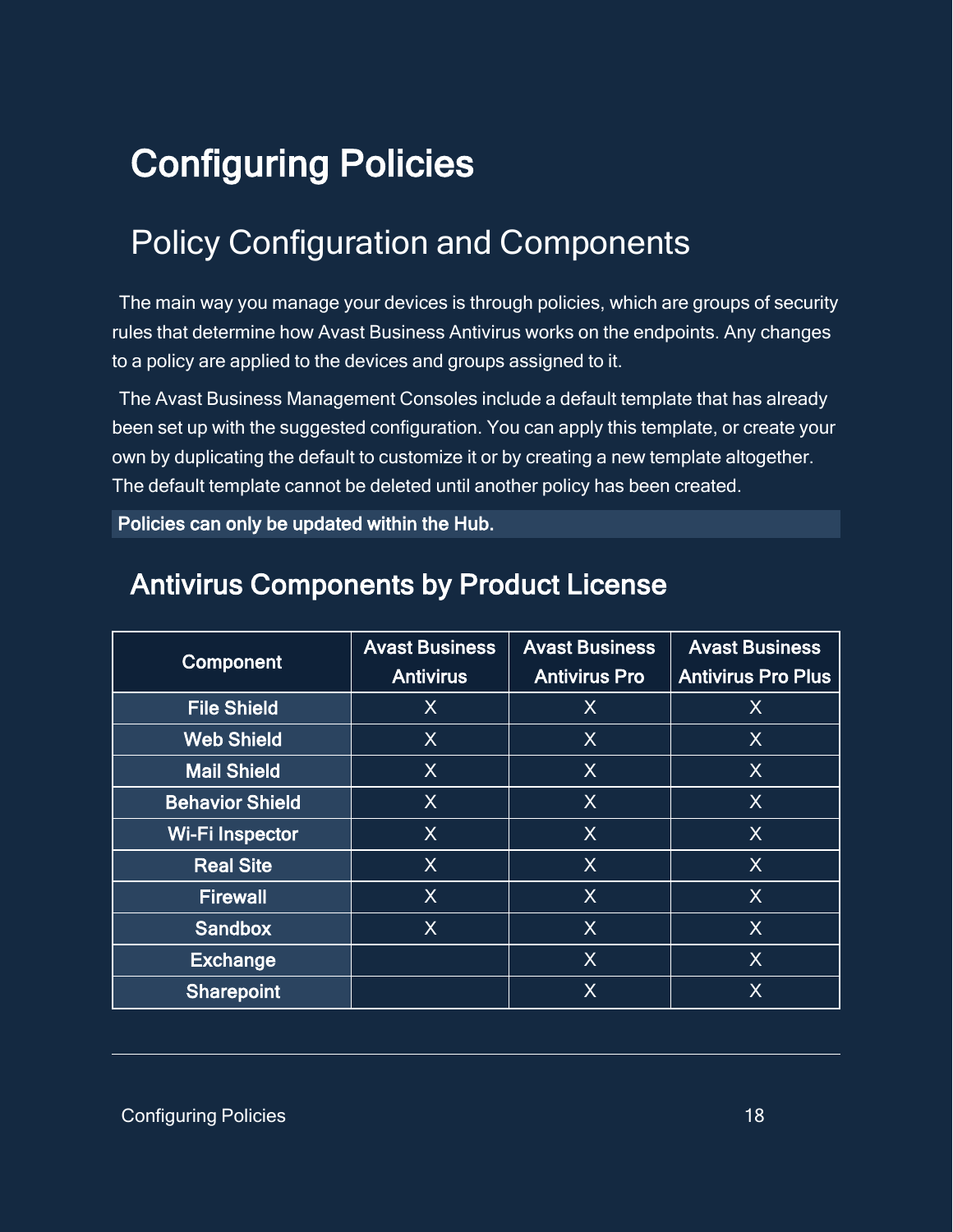# Configuring Policies

## Policy Configuration and Components

The main way you manage your devices is through policies, which are groups of security rules that determine how Avast Business Antivirus works on the endpoints. Any changes to a policy are applied to the devices and groups assigned to it.

The Avast Business Management Consoles include a default template that has already been set up with the suggested configuration. You can apply this template, or create your own by duplicating the default to customize it or by creating a new template altogether. The default template cannot be deleted until another policy has been created.

**Policies can only be updated within the Hub.**

### Antivirus Components by Product License

| Component | Avast Business Antivirus | Avast Business Antivirus Pro | Avast Business Antivirus Pro Plus |
|---|---|---|---|
| **File Shield** | X | X | X |
| **Web Shield** | X | X | X |
| **Mail Shield** | X | X | X |
| **Behavior Shield** | X | X | X |
| **Wi-Fi Inspector** | X | X | X |
| **Real Site** | X | X | X |
| **Firewall** | X | X | X |
| **Sandbox** | X | X | X |
| **Exchange** | | X | X |
| **Sharepoint** | | X | X |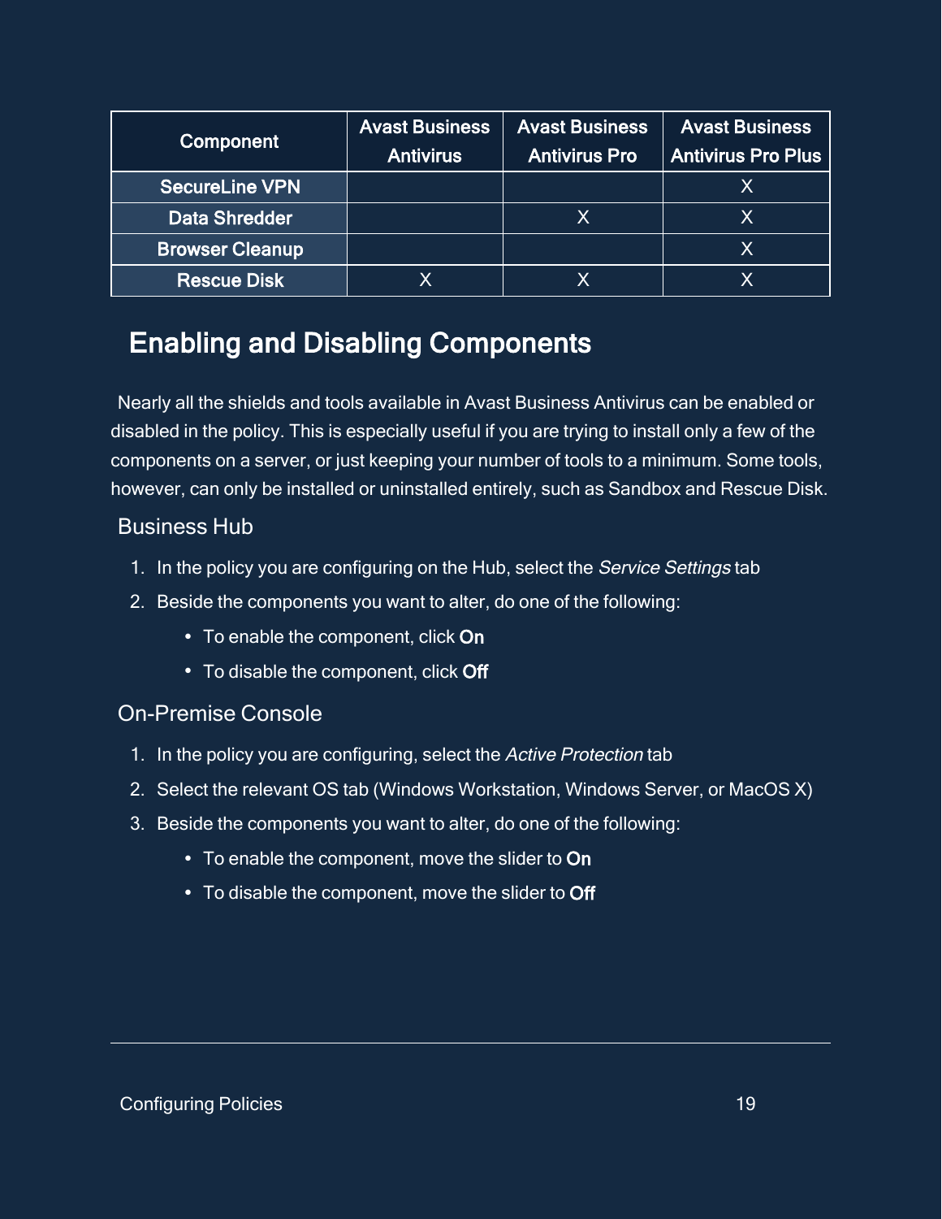| Component | Avast Business Antivirus | Avast Business Antivirus Pro | Avast Business Antivirus Pro Plus |
|---|---|---|---|
| SecureLine VPN | | | X |
| Data Shredder | | X | X |
| Browser Cleanup | | | X |
| Rescue Disk | X | X | X |

## Enabling and Disabling Components

Nearly all the shields and tools available in Avast Business Antivirus can be enabled or disabled in the policy. This is especially useful if you are trying to install only a few of the components on a server, or just keeping your number of tools to a minimum. Some tools, however, can only be installed or uninstalled entirely, such as Sandbox and Rescue Disk.

### Business Hub

1. In the policy you are configuring on the Hub, select the *Service Settings* tab
2. Beside the components you want to alter, do one of the following:
   - To enable the component, click **On**
   - To disable the component, click **Off**

### On-Premise Console

1. In the policy you are configuring, select the *Active Protection* tab
2. Select the relevant OS tab (Windows Workstation, Windows Server, or MacOS X)
3. Beside the components you want to alter, do one of the following:
   - To enable the component, move the slider to **On**
   - To disable the component, move the slider to **Off**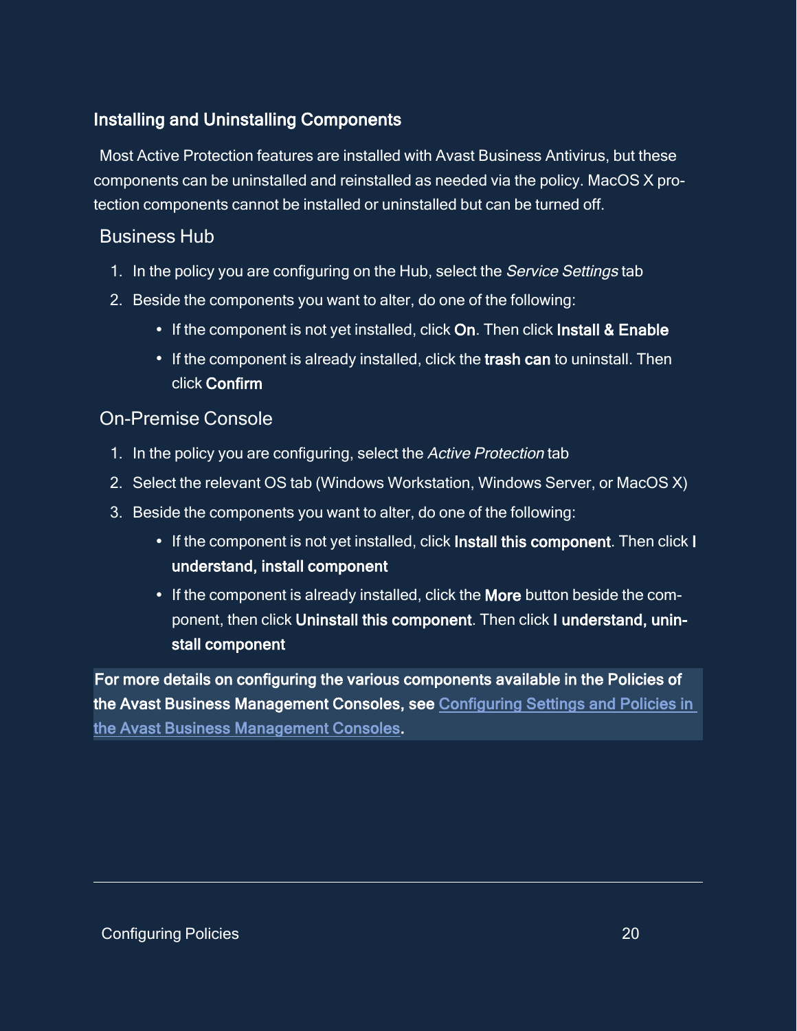### Installing and Uninstalling Components

Most Active Protection features are installed with Avast Business Antivirus, but these components can be uninstalled and reinstalled as needed via the policy. MacOS X protection components cannot be installed or uninstalled but can be turned off.

#### Business Hub

1. In the policy you are configuring on the Hub, select the *Service Settings* tab
2. Beside the components you want to alter, do one of the following:
   - If the component is not yet installed, click **On**. Then click **Install & Enable**
   - If the component is already installed, click the **trash can** to uninstall. Then click **Confirm**

#### On-Premise Console

1. In the policy you are configuring, select the *Active Protection* tab
2. Select the relevant OS tab (Windows Workstation, Windows Server, or MacOS X)
3. Beside the components you want to alter, do one of the following:
   - If the component is not yet installed, click **Install this component**. Then click **I understand, install component**
   - If the component is already installed, click the **More** button beside the component, then click **Uninstall this component**. Then click **I understand, uninstall component**

**For more details on configuring the various components available in the Policies of the Avast Business Management Consoles, see [Configuring Settings and Policies in the Avast Business Management Consoles](#).**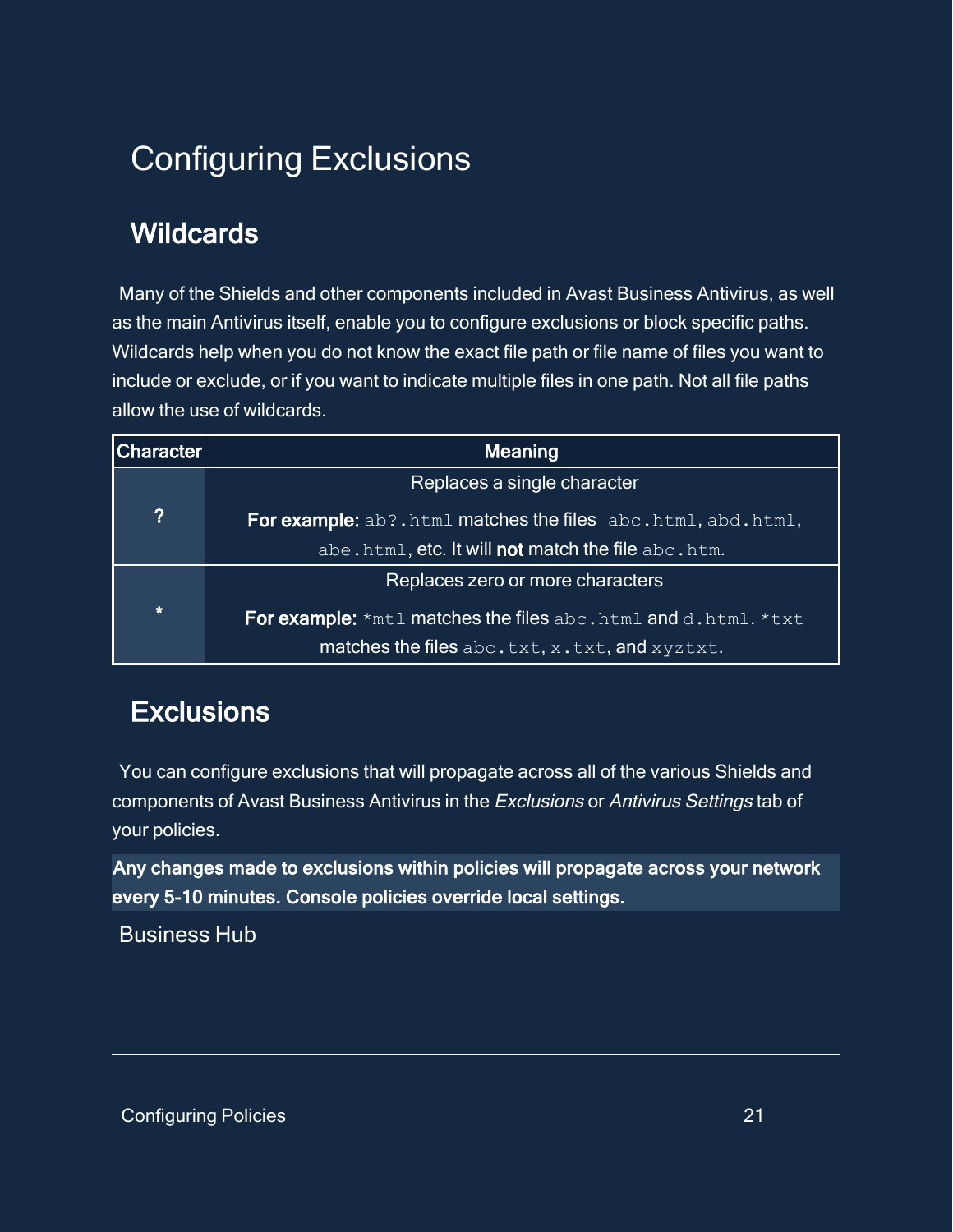# Configuring Exclusions

## Wildcards

Many of the Shields and other components included in Avast Business Antivirus, as well as the main Antivirus itself, enable you to configure exclusions or block specific paths. Wildcards help when you do not know the exact file path or file name of files you want to include or exclude, or if you want to indicate multiple files in one path. Not all file paths allow the use of wildcards.

| Character | Meaning |
| --- | --- |
| **?** | Replaces a single character<br><br>**For example:** `ab?.html` matches the files `abc.html`, `abd.html`, `abe.html`, etc. It will **not** match the file `abc.htm`. |
| **\*** | Replaces zero or more characters<br><br>**For example:** `*mtl` matches the files `abc.html` and `d.html`. `*txt` matches the files `abc.txt`, `x.txt`, and `xyztxt`. |

## Exclusions

You can configure exclusions that will propagate across all of the various Shields and components of Avast Business Antivirus in the *Exclusions* or *Antivirus Settings* tab of your policies.

**Any changes made to exclusions within policies will propagate across your network every 5-10 minutes. Console policies override local settings.**

Business Hub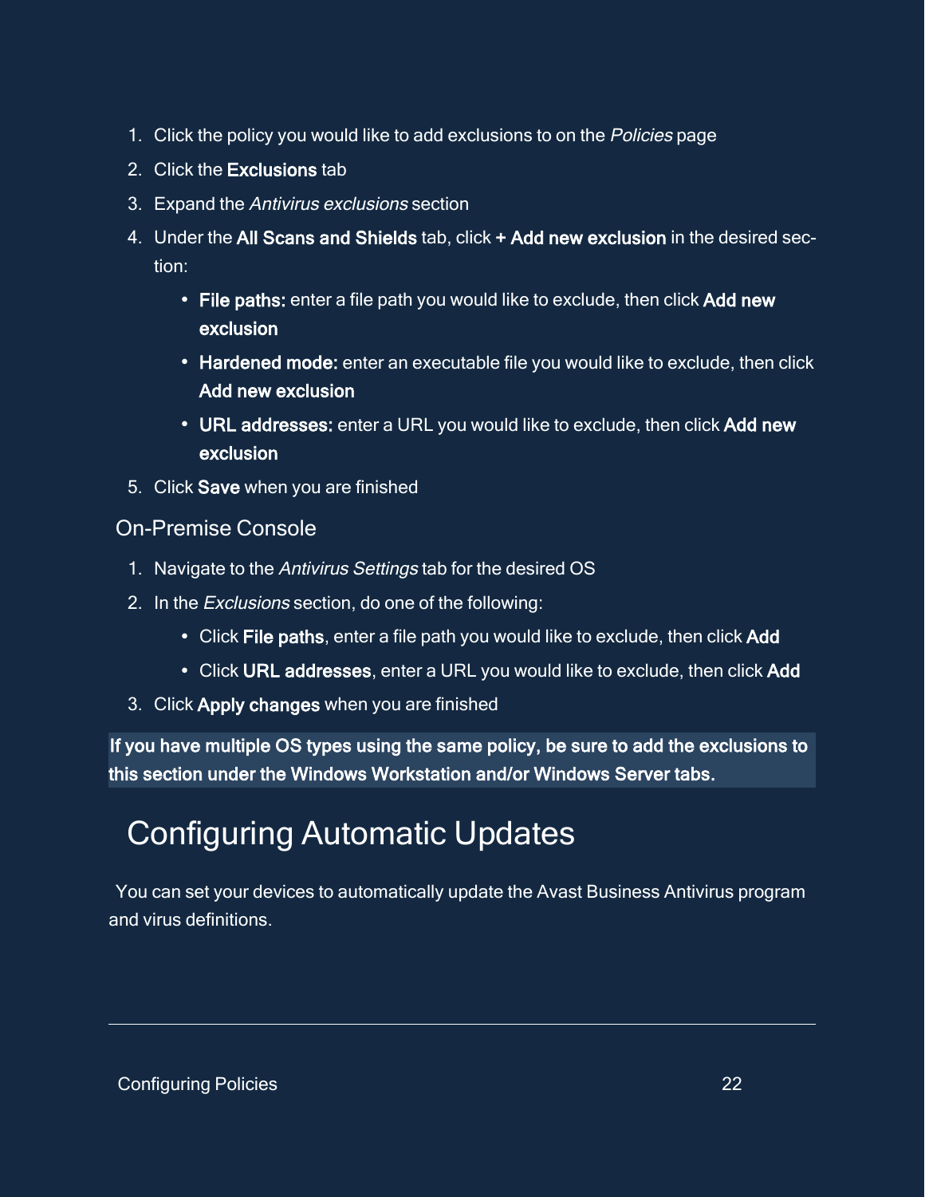1. Click the policy you would like to add exclusions to on the *Policies* page
2. Click the **Exclusions** tab
3. Expand the *Antivirus exclusions* section
4. Under the **All Scans and Shields** tab, click **+ Add new exclusion** in the desired section:
   - **File paths:** enter a file path you would like to exclude, then click **Add new exclusion**
   - **Hardened mode:** enter an executable file you would like to exclude, then click **Add new exclusion**
   - **URL addresses:** enter a URL you would like to exclude, then click **Add new exclusion**
5. Click **Save** when you are finished

### On-Premise Console

1. Navigate to the *Antivirus Settings* tab for the desired OS
2. In the *Exclusions* section, do one of the following:
   - Click **File paths**, enter a file path you would like to exclude, then click **Add**
   - Click **URL addresses**, enter a URL you would like to exclude, then click **Add**
3. Click **Apply changes** when you are finished

**If you have multiple OS types using the same policy, be sure to add the exclusions to this section under the Windows Workstation and/or Windows Server tabs.**

## Configuring Automatic Updates

You can set your devices to automatically update the Avast Business Antivirus program and virus definitions.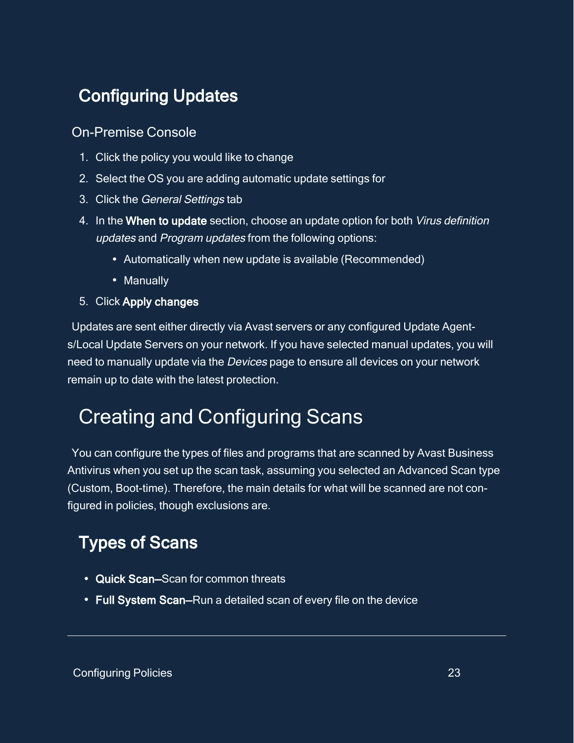## Configuring Updates

### On-Premise Console

1. Click the policy you would like to change
2. Select the OS you are adding automatic update settings for
3. Click the *General Settings* tab
4. In the **When to update** section, choose an update option for both *Virus definition updates* and *Program updates* from the following options:
   - Automatically when new update is available (Recommended)
   - Manually
5. Click **Apply changes**

Updates are sent either directly via Avast servers or any configured Update Agents/Local Update Servers on your network. If you have selected manual updates, you will need to manually update via the *Devices* page to ensure all devices on your network remain up to date with the latest protection.

# Creating and Configuring Scans

You can configure the types of files and programs that are scanned by Avast Business Antivirus when you set up the scan task, assuming you selected an Advanced Scan type (Custom, Boot-time). Therefore, the main details for what will be scanned are not configured in policies, though exclusions are.

## Types of Scans

- **Quick Scan**—Scan for common threats
- **Full System Scan**—Run a detailed scan of every file on the device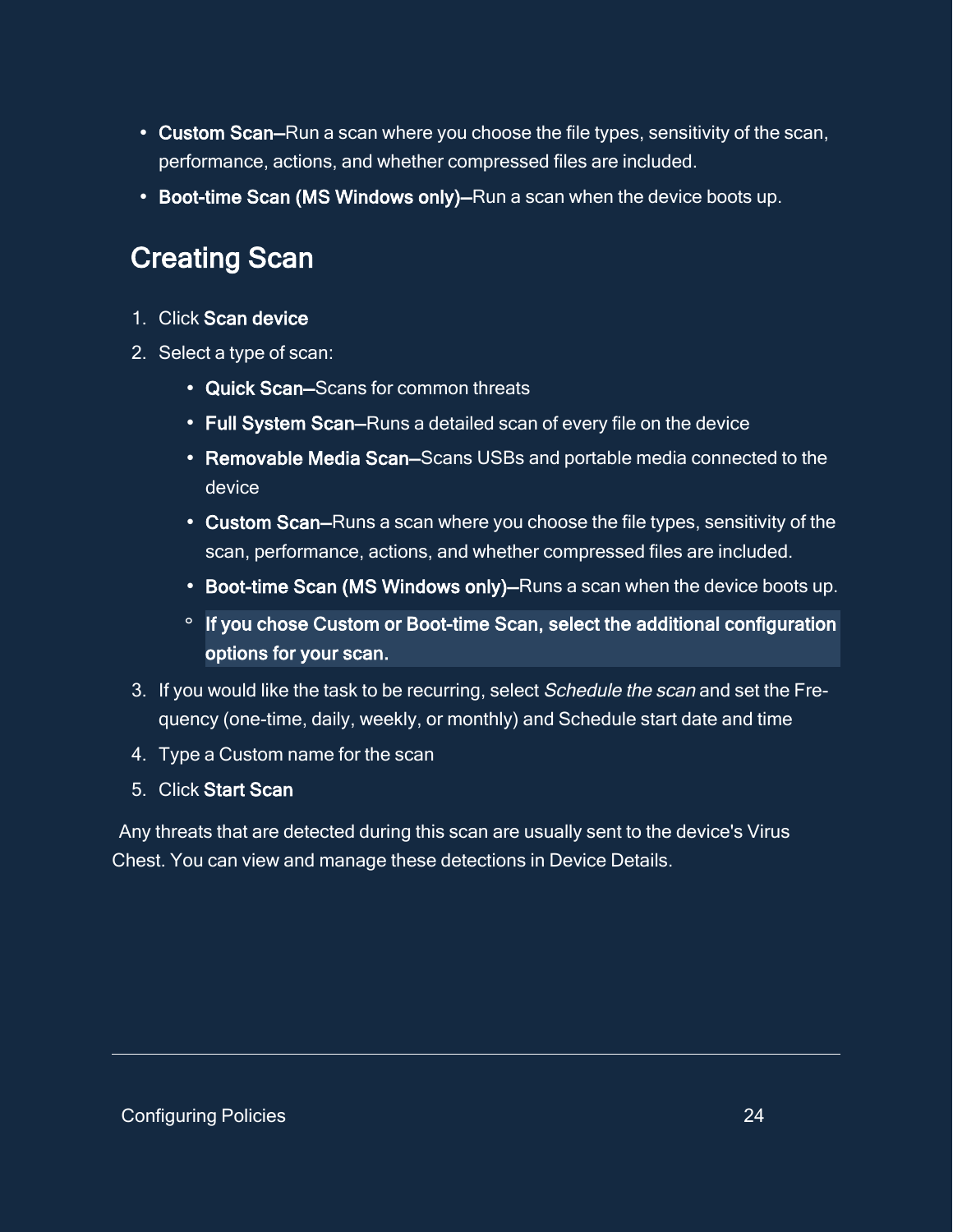- **Custom Scan**—Run a scan where you choose the file types, sensitivity of the scan, performance, actions, and whether compressed files are included.
- **Boot-time Scan (MS Windows only)**—Run a scan when the device boots up.

## Creating Scan

1. Click **Scan device**
2. Select a type of scan:
   - **Quick Scan**—Scans for common threats
   - **Full System Scan**—Runs a detailed scan of every file on the device
   - **Removable Media Scan**—Scans USBs and portable media connected to the device
   - **Custom Scan**—Runs a scan where you choose the file types, sensitivity of the scan, performance, actions, and whether compressed files are included.
   - **Boot-time Scan (MS Windows only)**—Runs a scan when the device boots up.
     - **If you chose Custom or Boot-time Scan, select the additional configuration options for your scan.**
3. If you would like the task to be recurring, select *Schedule the scan* and set the Frequency (one-time, daily, weekly, or monthly) and Schedule start date and time
4. Type a Custom name for the scan
5. Click **Start Scan**

Any threats that are detected during this scan are usually sent to the device's Virus Chest. You can view and manage these detections in Device Details.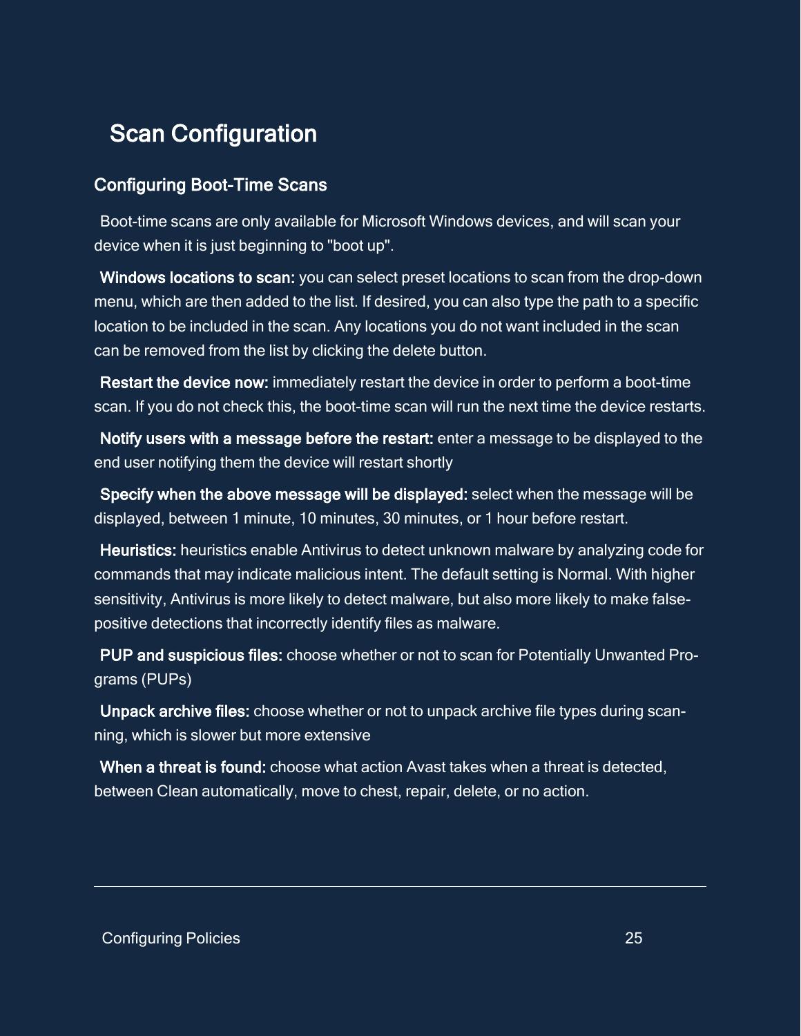# Scan Configuration

## Configuring Boot-Time Scans

Boot-time scans are only available for Microsoft Windows devices, and will scan your device when it is just beginning to "boot up".

**Windows locations to scan:** you can select preset locations to scan from the drop-down menu, which are then added to the list. If desired, you can also type the path to a specific location to be included in the scan. Any locations you do not want included in the scan can be removed from the list by clicking the delete button.

**Restart the device now:** immediately restart the device in order to perform a boot-time scan. If you do not check this, the boot-time scan will run the next time the device restarts.

**Notify users with a message before the restart:** enter a message to be displayed to the end user notifying them the device will restart shortly

**Specify when the above message will be displayed:** select when the message will be displayed, between 1 minute, 10 minutes, 30 minutes, or 1 hour before restart.

**Heuristics:** heuristics enable Antivirus to detect unknown malware by analyzing code for commands that may indicate malicious intent. The default setting is Normal. With higher sensitivity, Antivirus is more likely to detect malware, but also more likely to make false-positive detections that incorrectly identify files as malware.

**PUP and suspicious files:** choose whether or not to scan for Potentially Unwanted Programs (PUPs)

**Unpack archive files:** choose whether or not to unpack archive file types during scanning, which is slower but more extensive

**When a threat is found:** choose what action Avast takes when a threat is detected, between Clean automatically, move to chest, repair, delete, or no action.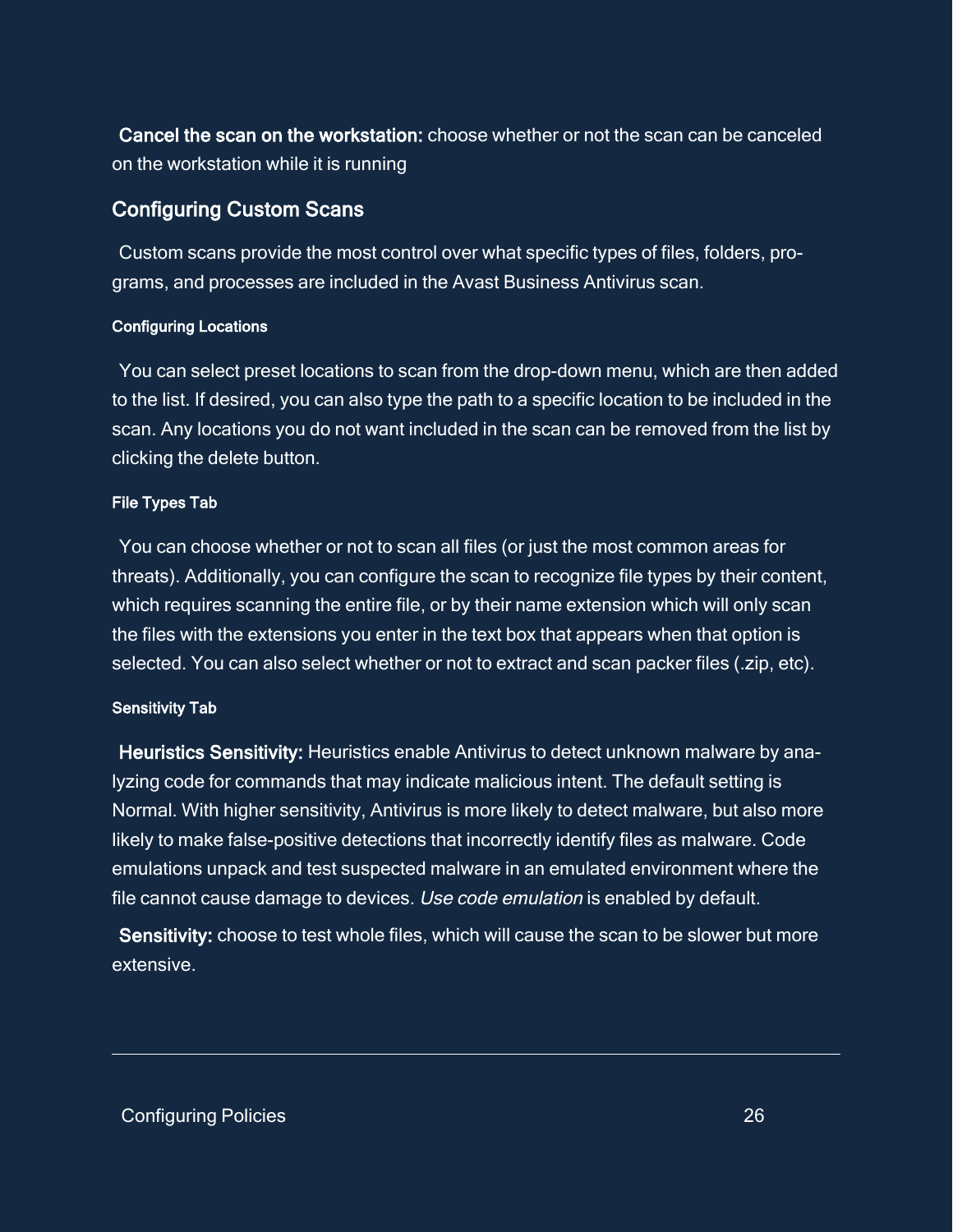**Cancel the scan on the workstation:** choose whether or not the scan can be canceled on the workstation while it is running

## Configuring Custom Scans

Custom scans provide the most control over what specific types of files, folders, programs, and processes are included in the Avast Business Antivirus scan.

#### Configuring Locations

You can select preset locations to scan from the drop-down menu, which are then added to the list. If desired, you can also type the path to a specific location to be included in the scan. Any locations you do not want included in the scan can be removed from the list by clicking the delete button.

#### File Types Tab

You can choose whether or not to scan all files (or just the most common areas for threats). Additionally, you can configure the scan to recognize file types by their content, which requires scanning the entire file, or by their name extension which will only scan the files with the extensions you enter in the text box that appears when that option is selected. You can also select whether or not to extract and scan packer files (.zip, etc).

#### Sensitivity Tab

**Heuristics Sensitivity:** Heuristics enable Antivirus to detect unknown malware by analyzing code for commands that may indicate malicious intent. The default setting is Normal. With higher sensitivity, Antivirus is more likely to detect malware, but also more likely to make false-positive detections that incorrectly identify files as malware. Code emulations unpack and test suspected malware in an emulated environment where the file cannot cause damage to devices. *Use code emulation* is enabled by default.

**Sensitivity:** choose to test whole files, which will cause the scan to be slower but more extensive.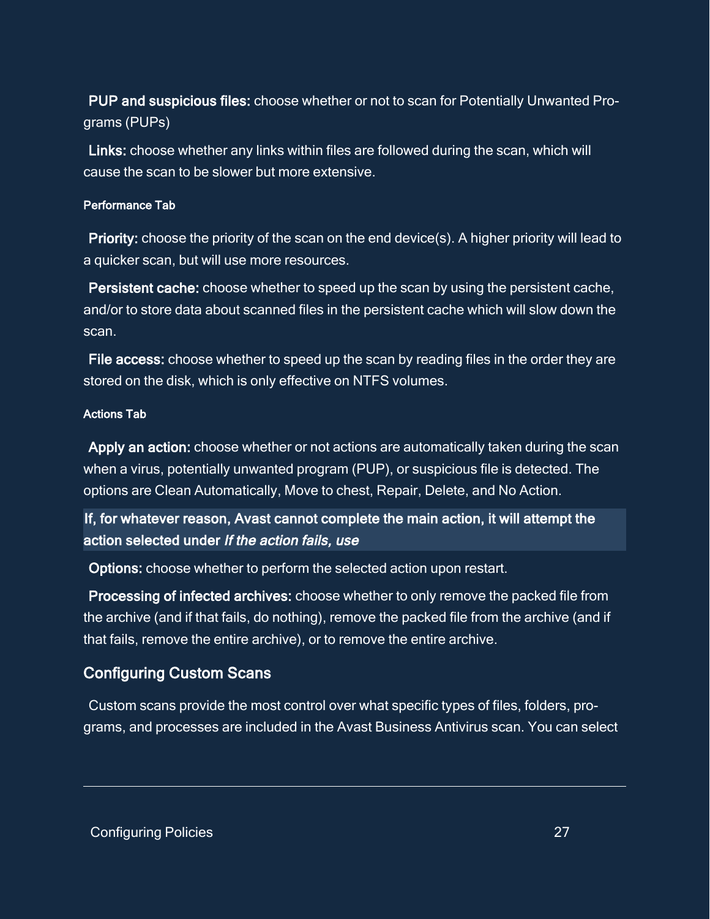**PUP and suspicious files:** choose whether or not to scan for Potentially Unwanted Programs (PUPs)

**Links:** choose whether any links within files are followed during the scan, which will cause the scan to be slower but more extensive.

#### Performance Tab

**Priority:** choose the priority of the scan on the end device(s). A higher priority will lead to a quicker scan, but will use more resources.

**Persistent cache:** choose whether to speed up the scan by using the persistent cache, and/or to store data about scanned files in the persistent cache which will slow down the scan.

**File access:** choose whether to speed up the scan by reading files in the order they are stored on the disk, which is only effective on NTFS volumes.

#### Actions Tab

**Apply an action:** choose whether or not actions are automatically taken during the scan when a virus, potentially unwanted program (PUP), or suspicious file is detected. The options are Clean Automatically, Move to chest, Repair, Delete, and No Action.

**If, for whatever reason, Avast cannot complete the main action, it will attempt the action selected under *If the action fails, use***

**Options:** choose whether to perform the selected action upon restart.

**Processing of infected archives:** choose whether to only remove the packed file from the archive (and if that fails, do nothing), remove the packed file from the archive (and if that fails, remove the entire archive), or to remove the entire archive.

### Configuring Custom Scans

Custom scans provide the most control over what specific types of files, folders, programs, and processes are included in the Avast Business Antivirus scan. You can select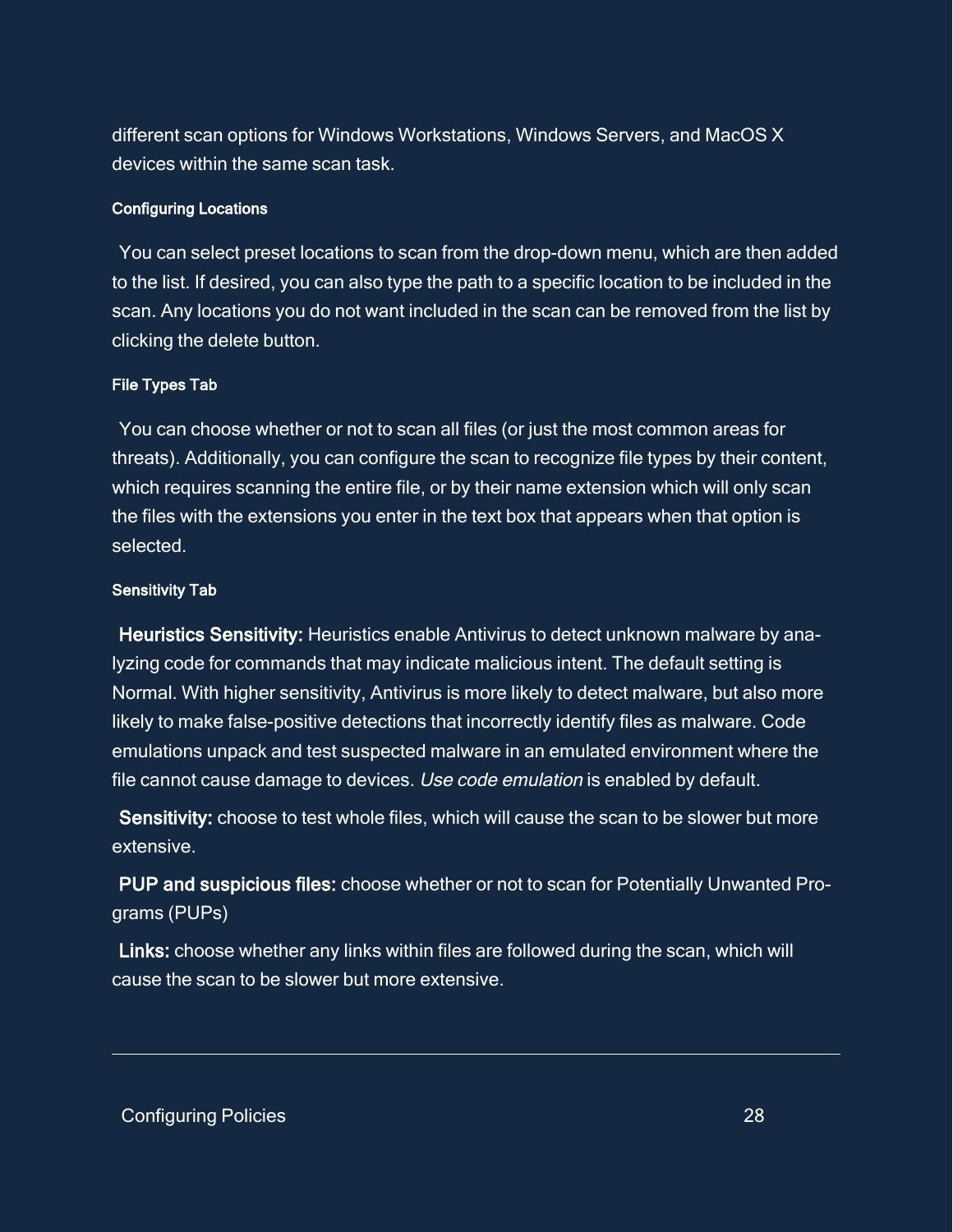different scan options for Windows Workstations, Windows Servers, and MacOS X devices within the same scan task.

#### Configuring Locations

You can select preset locations to scan from the drop-down menu, which are then added to the list. If desired, you can also type the path to a specific location to be included in the scan. Any locations you do not want included in the scan can be removed from the list by clicking the delete button.

#### File Types Tab

You can choose whether or not to scan all files (or just the most common areas for threats). Additionally, you can configure the scan to recognize file types by their content, which requires scanning the entire file, or by their name extension which will only scan the files with the extensions you enter in the text box that appears when that option is selected.

#### Sensitivity Tab

**Heuristics Sensitivity:** Heuristics enable Antivirus to detect unknown malware by analyzing code for commands that may indicate malicious intent. The default setting is Normal. With higher sensitivity, Antivirus is more likely to detect malware, but also more likely to make false-positive detections that incorrectly identify files as malware. Code emulations unpack and test suspected malware in an emulated environment where the file cannot cause damage to devices. *Use code emulation* is enabled by default.

**Sensitivity:** choose to test whole files, which will cause the scan to be slower but more extensive.

**PUP and suspicious files:** choose whether or not to scan for Potentially Unwanted Programs (PUPs)

**Links:** choose whether any links within files are followed during the scan, which will cause the scan to be slower but more extensive.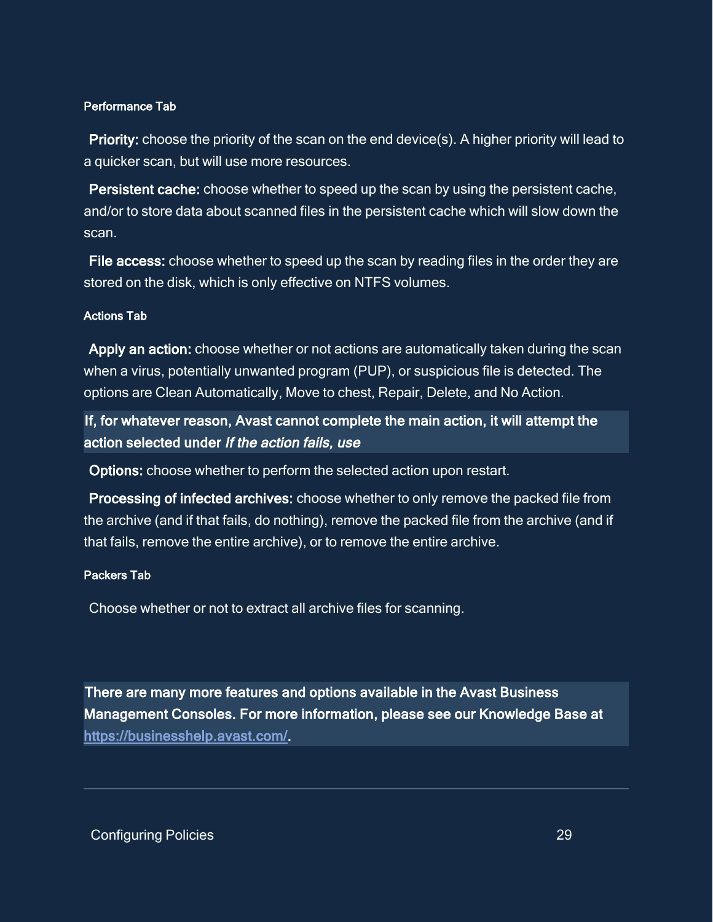#### Performance Tab

**Priority:** choose the priority of the scan on the end device(s). A higher priority will lead to a quicker scan, but will use more resources.

**Persistent cache:** choose whether to speed up the scan by using the persistent cache, and/or to store data about scanned files in the persistent cache which will slow down the scan.

**File access:** choose whether to speed up the scan by reading files in the order they are stored on the disk, which is only effective on NTFS volumes.

#### Actions Tab

**Apply an action:** choose whether or not actions are automatically taken during the scan when a virus, potentially unwanted program (PUP), or suspicious file is detected. The options are Clean Automatically, Move to chest, Repair, Delete, and No Action.

**If, for whatever reason, Avast cannot complete the main action, it will attempt the action selected under *If the action fails, use***

**Options:** choose whether to perform the selected action upon restart.

**Processing of infected archives:** choose whether to only remove the packed file from the archive (and if that fails, do nothing), remove the packed file from the archive (and if that fails, remove the entire archive), or to remove the entire archive.

#### Packers Tab

Choose whether or not to extract all archive files for scanning.

**There are many more features and options available in the Avast Business Management Consoles. For more information, please see our Knowledge Base at [https://businesshelp.avast.com/](https://businesshelp.avast.com/).**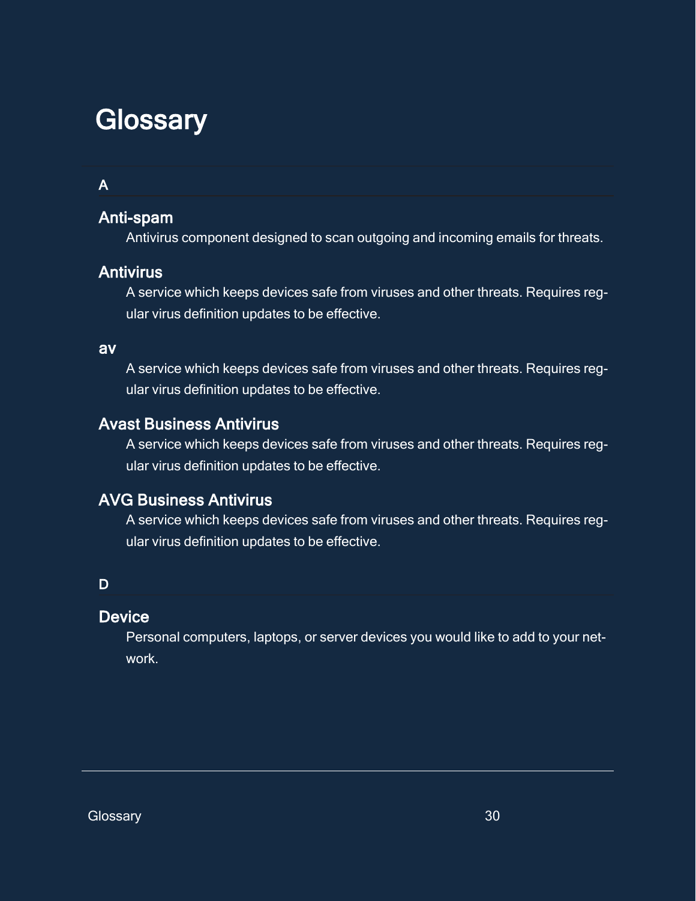# Glossary

## A

### Anti-spam

Antivirus component designed to scan outgoing and incoming emails for threats.

### Antivirus

A service which keeps devices safe from viruses and other threats. Requires regular virus definition updates to be effective.

### av

A service which keeps devices safe from viruses and other threats. Requires regular virus definition updates to be effective.

### Avast Business Antivirus

A service which keeps devices safe from viruses and other threats. Requires regular virus definition updates to be effective.

### AVG Business Antivirus

A service which keeps devices safe from viruses and other threats. Requires regular virus definition updates to be effective.

## D

### Device

Personal computers, laptops, or server devices you would like to add to your network.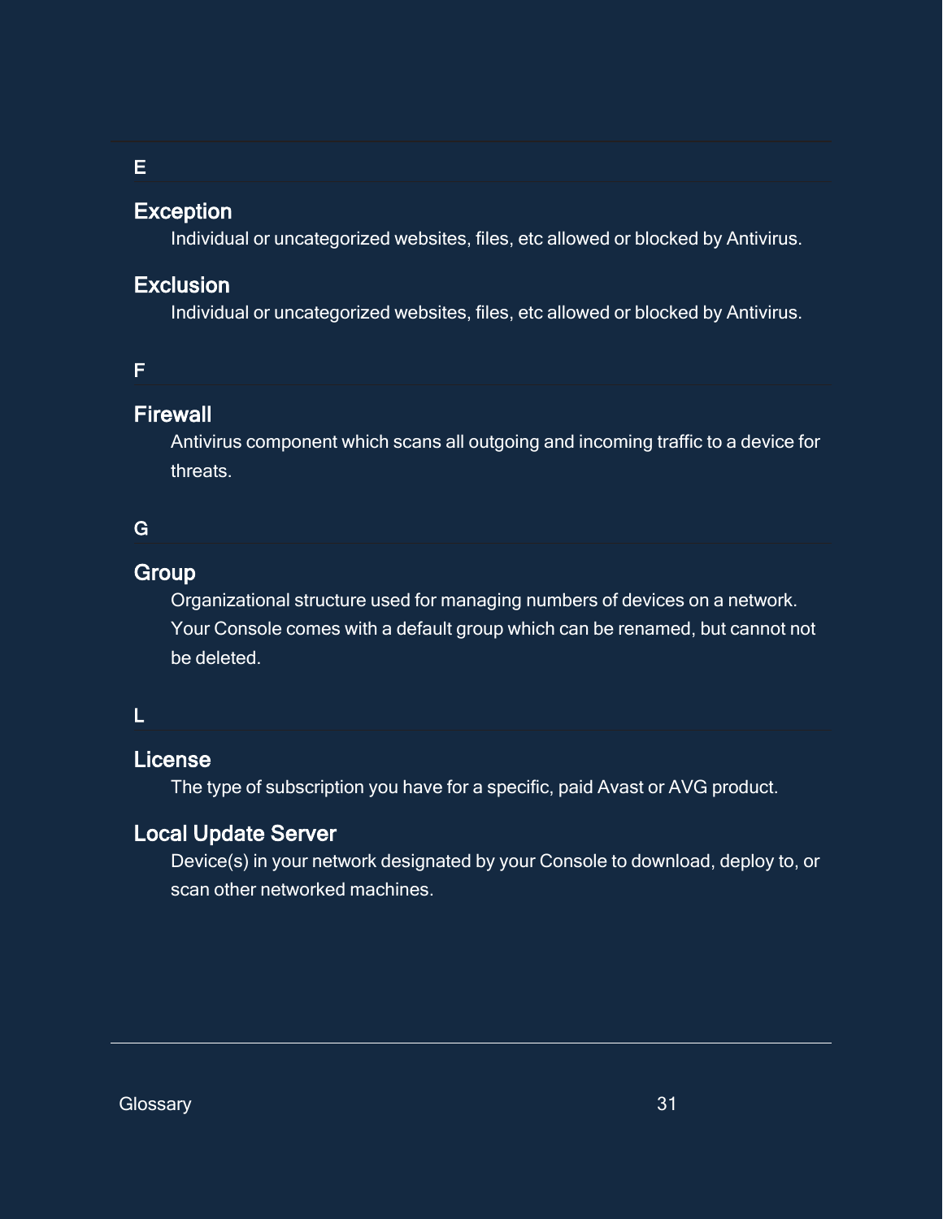## E

### Exception

Individual or uncategorized websites, files, etc allowed or blocked by Antivirus.

### Exclusion

Individual or uncategorized websites, files, etc allowed or blocked by Antivirus.

## F

### Firewall

Antivirus component which scans all outgoing and incoming traffic to a device for threats.

## G

### Group

Organizational structure used for managing numbers of devices on a network. Your Console comes with a default group which can be renamed, but cannot not be deleted.

## L

### License

The type of subscription you have for a specific, paid Avast or AVG product.

### Local Update Server

Device(s) in your network designated by your Console to download, deploy to, or scan other networked machines.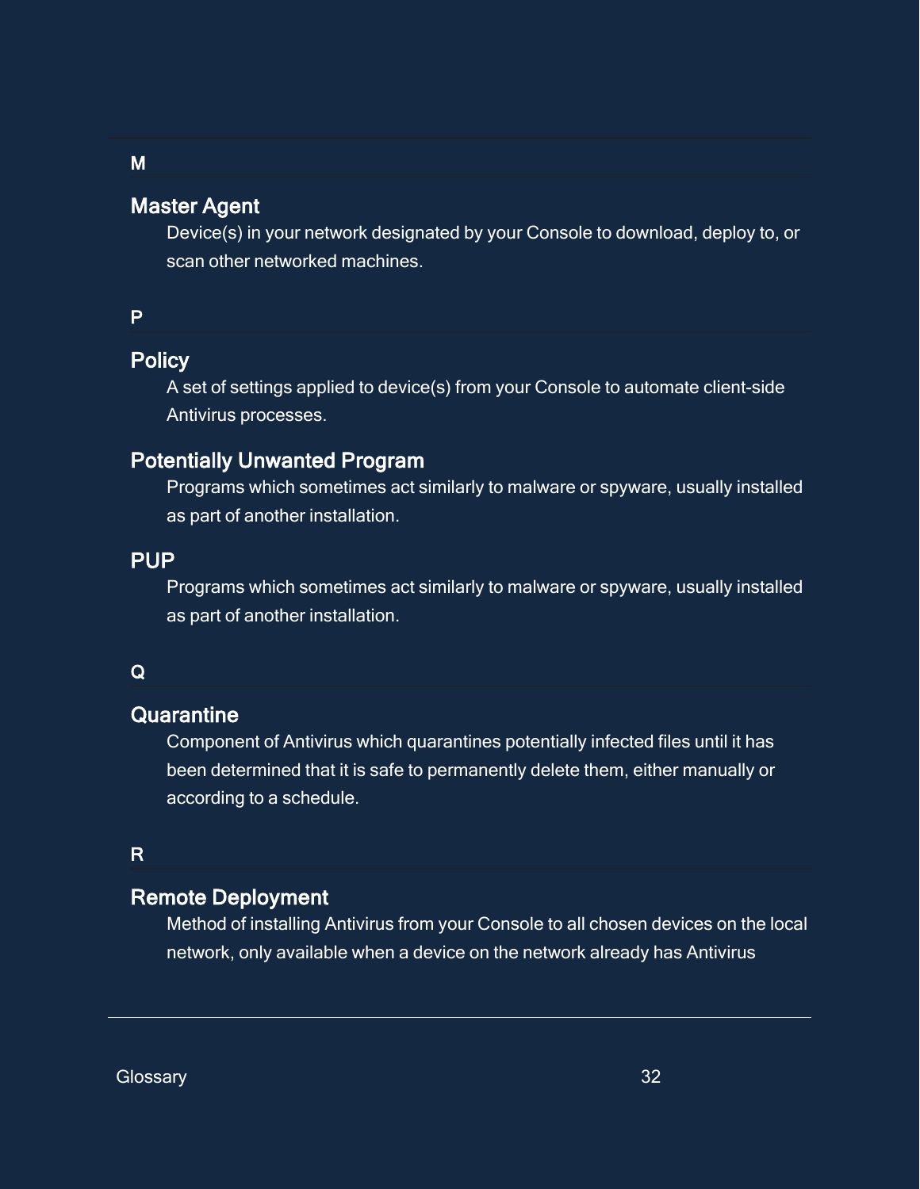## M

### Master Agent

Device(s) in your network designated by your Console to download, deploy to, or scan other networked machines.

## P

### Policy

A set of settings applied to device(s) from your Console to automate client-side Antivirus processes.

### Potentially Unwanted Program

Programs which sometimes act similarly to malware or spyware, usually installed as part of another installation.

### PUP

Programs which sometimes act similarly to malware or spyware, usually installed as part of another installation.

## Q

### Quarantine

Component of Antivirus which quarantines potentially infected files until it has been determined that it is safe to permanently delete them, either manually or according to a schedule.

## R

### Remote Deployment

Method of installing Antivirus from your Console to all chosen devices on the local network, only available when a device on the network already has Antivirus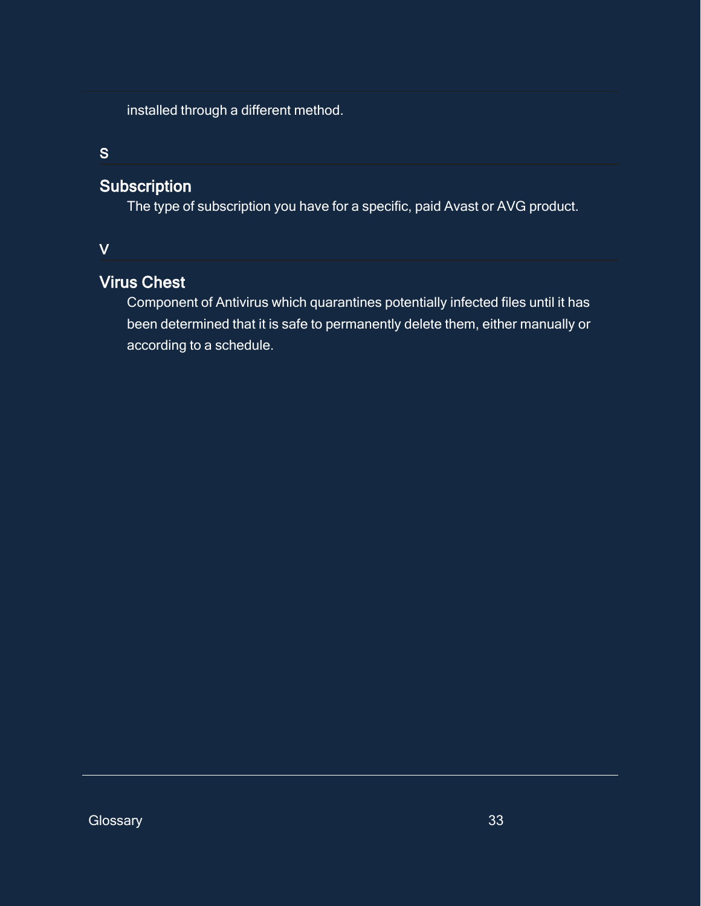installed through a different method.

## S

### Subscription

The type of subscription you have for a specific, paid Avast or AVG product.

## V

### Virus Chest

Component of Antivirus which quarantines potentially infected files until it has been determined that it is safe to permanently delete them, either manually or according to a schedule.